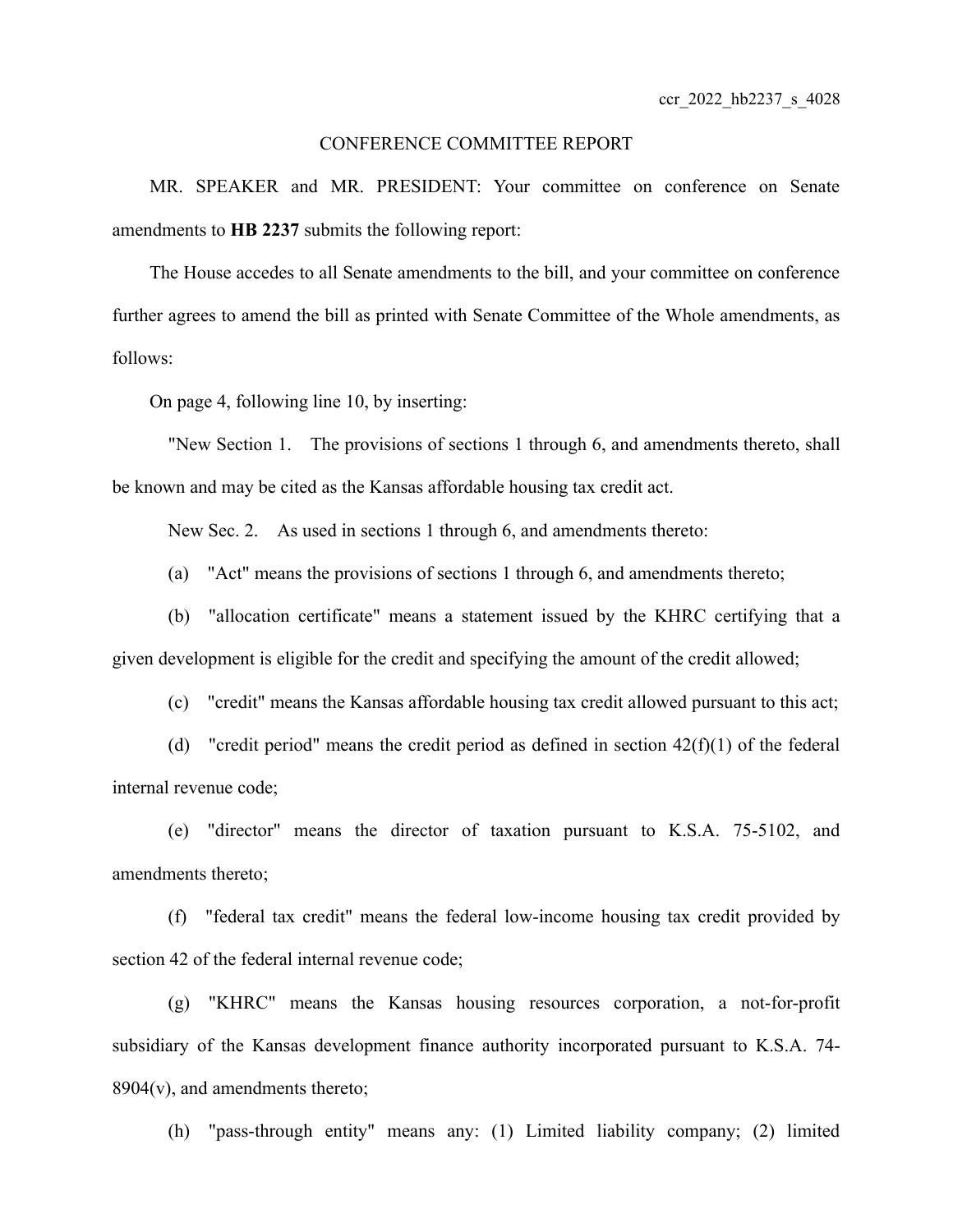ccr_2022_hb2237_s_4028

CONFERENCE COMMITTEE REPORT

MR. SPEAKER and MR. PRESIDENT: Your committee on conference on Senate amendments to **HB 2237** submits the following report:

The House accedes to all Senate amendments to the bill, and your committee on conference further agrees to amend the bill as printed with Senate Committee of the Whole amendments, as follows:

On page 4, following line 10, by inserting:

"New Section 1. The provisions of sections 1 through 6, and amendments thereto, shall be known and may be cited as the Kansas affordable housing tax credit act.

New Sec. 2. As used in sections 1 through 6, and amendments thereto:

(a) "Act" means the provisions of sections 1 through 6, and amendments thereto;

(b) "allocation certificate" means a statement issued by the KHRC certifying that a given development is eligible for the credit and specifying the amount of the credit allowed;

(c) "credit" means the Kansas affordable housing tax credit allowed pursuant to this act;

(d) "credit period" means the credit period as defined in section 42(f)(1) of the federal internal revenue code;

(e) "director" means the director of taxation pursuant to K.S.A. 75-5102, and amendments thereto;

(f) "federal tax credit" means the federal low-income housing tax credit provided by section 42 of the federal internal revenue code;

(g) "KHRC" means the Kansas housing resources corporation, a not-for-profit subsidiary of the Kansas development finance authority incorporated pursuant to K.S.A. 74-8904(v), and amendments thereto;

(h) "pass-through entity" means any: (1) Limited liability company; (2) limited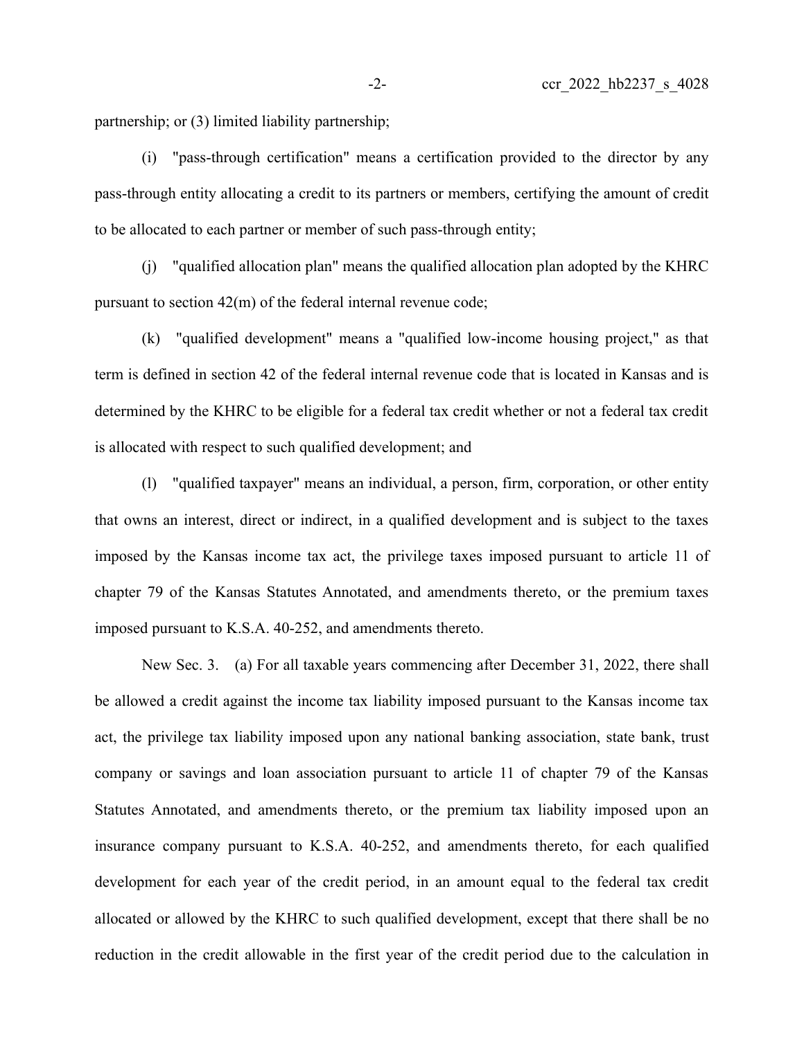partnership; or (3) limited liability partnership;

(i) "pass-through certification" means a certification provided to the director by any pass-through entity allocating a credit to its partners or members, certifying the amount of credit to be allocated to each partner or member of such pass-through entity;

(j) "qualified allocation plan" means the qualified allocation plan adopted by the KHRC pursuant to section 42(m) of the federal internal revenue code;

(k) "qualified development" means a "qualified low-income housing project," as that term is defined in section 42 of the federal internal revenue code that is located in Kansas and is determined by the KHRC to be eligible for a federal tax credit whether or not a federal tax credit is allocated with respect to such qualified development; and

(l) "qualified taxpayer" means an individual, a person, firm, corporation, or other entity that owns an interest, direct or indirect, in a qualified development and is subject to the taxes imposed by the Kansas income tax act, the privilege taxes imposed pursuant to article 11 of chapter 79 of the Kansas Statutes Annotated, and amendments thereto, or the premium taxes imposed pursuant to K.S.A. 40-252, and amendments thereto.

New Sec. 3. (a) For all taxable years commencing after December 31, 2022, there shall be allowed a credit against the income tax liability imposed pursuant to the Kansas income tax act, the privilege tax liability imposed upon any national banking association, state bank, trust company or savings and loan association pursuant to article 11 of chapter 79 of the Kansas Statutes Annotated, and amendments thereto, or the premium tax liability imposed upon an insurance company pursuant to K.S.A. 40-252, and amendments thereto, for each qualified development for each year of the credit period, in an amount equal to the federal tax credit allocated or allowed by the KHRC to such qualified development, except that there shall be no reduction in the credit allowable in the first year of the credit period due to the calculation in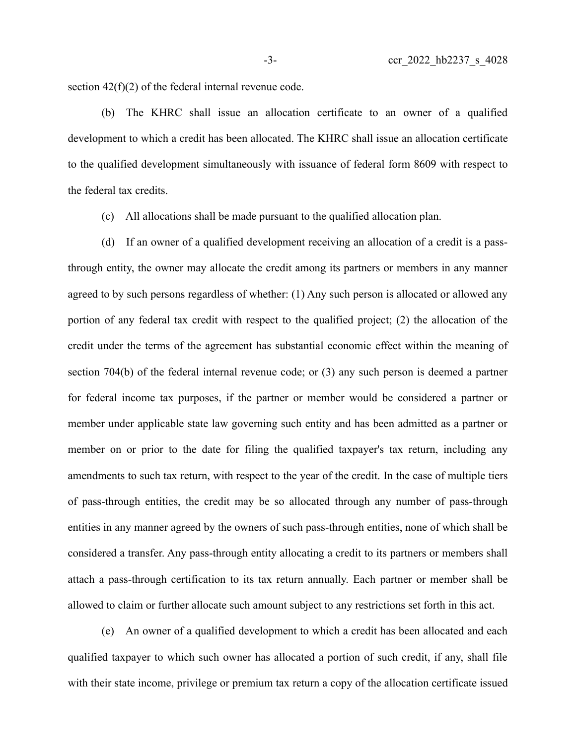section 42(f)(2) of the federal internal revenue code.

(b) The KHRC shall issue an allocation certificate to an owner of a qualified development to which a credit has been allocated. The KHRC shall issue an allocation certificate to the qualified development simultaneously with issuance of federal form 8609 with respect to the federal tax credits.

(c) All allocations shall be made pursuant to the qualified allocation plan.

(d) If an owner of a qualified development receiving an allocation of a credit is a pass-through entity, the owner may allocate the credit among its partners or members in any manner agreed to by such persons regardless of whether: (1) Any such person is allocated or allowed any portion of any federal tax credit with respect to the qualified project; (2) the allocation of the credit under the terms of the agreement has substantial economic effect within the meaning of section 704(b) of the federal internal revenue code; or (3) any such person is deemed a partner for federal income tax purposes, if the partner or member would be considered a partner or member under applicable state law governing such entity and has been admitted as a partner or member on or prior to the date for filing the qualified taxpayer's tax return, including any amendments to such tax return, with respect to the year of the credit. In the case of multiple tiers of pass-through entities, the credit may be so allocated through any number of pass-through entities in any manner agreed by the owners of such pass-through entities, none of which shall be considered a transfer. Any pass-through entity allocating a credit to its partners or members shall attach a pass-through certification to its tax return annually. Each partner or member shall be allowed to claim or further allocate such amount subject to any restrictions set forth in this act.

(e) An owner of a qualified development to which a credit has been allocated and each qualified taxpayer to which such owner has allocated a portion of such credit, if any, shall file with their state income, privilege or premium tax return a copy of the allocation certificate issued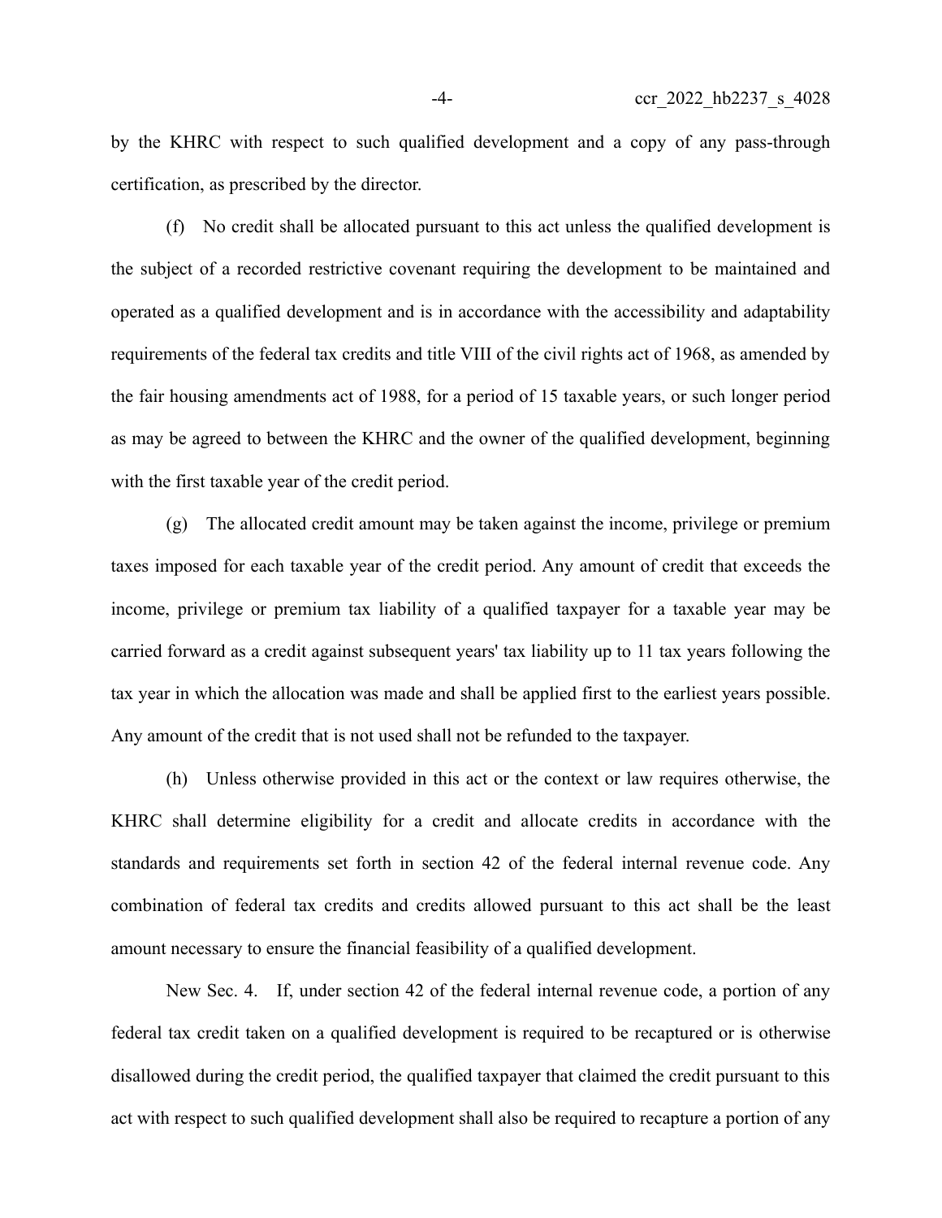by the KHRC with respect to such qualified development and a copy of any pass-through certification, as prescribed by the director.

(f) No credit shall be allocated pursuant to this act unless the qualified development is the subject of a recorded restrictive covenant requiring the development to be maintained and operated as a qualified development and is in accordance with the accessibility and adaptability requirements of the federal tax credits and title VIII of the civil rights act of 1968, as amended by the fair housing amendments act of 1988, for a period of 15 taxable years, or such longer period as may be agreed to between the KHRC and the owner of the qualified development, beginning with the first taxable year of the credit period.

(g) The allocated credit amount may be taken against the income, privilege or premium taxes imposed for each taxable year of the credit period. Any amount of credit that exceeds the income, privilege or premium tax liability of a qualified taxpayer for a taxable year may be carried forward as a credit against subsequent years' tax liability up to 11 tax years following the tax year in which the allocation was made and shall be applied first to the earliest years possible. Any amount of the credit that is not used shall not be refunded to the taxpayer.

(h) Unless otherwise provided in this act or the context or law requires otherwise, the KHRC shall determine eligibility for a credit and allocate credits in accordance with the standards and requirements set forth in section 42 of the federal internal revenue code. Any combination of federal tax credits and credits allowed pursuant to this act shall be the least amount necessary to ensure the financial feasibility of a qualified development.

New Sec. 4. If, under section 42 of the federal internal revenue code, a portion of any federal tax credit taken on a qualified development is required to be recaptured or is otherwise disallowed during the credit period, the qualified taxpayer that claimed the credit pursuant to this act with respect to such qualified development shall also be required to recapture a portion of any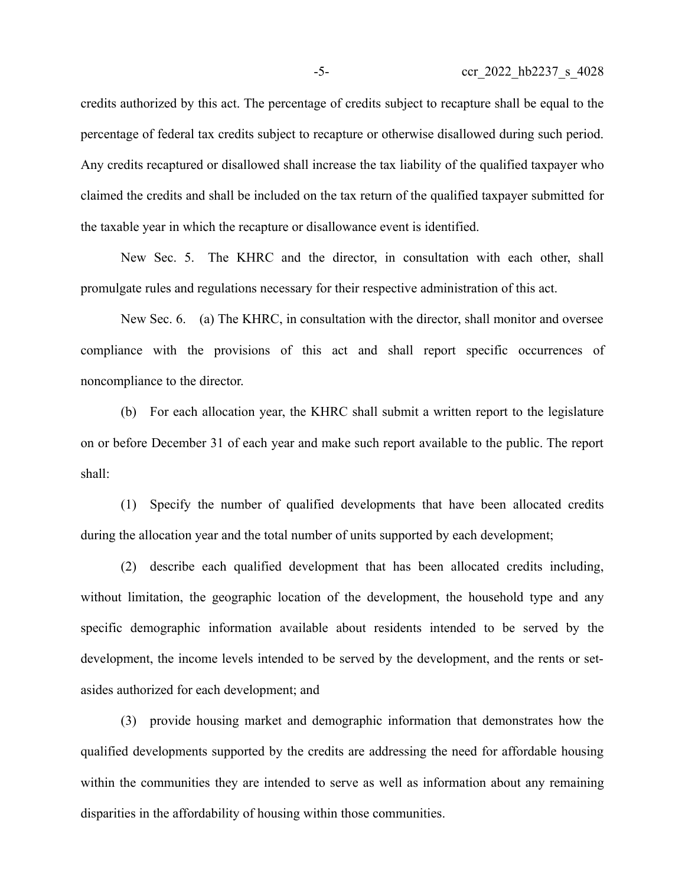credits authorized by this act. The percentage of credits subject to recapture shall be equal to the percentage of federal tax credits subject to recapture or otherwise disallowed during such period. Any credits recaptured or disallowed shall increase the tax liability of the qualified taxpayer who claimed the credits and shall be included on the tax return of the qualified taxpayer submitted for the taxable year in which the recapture or disallowance event is identified.

New Sec. 5. The KHRC and the director, in consultation with each other, shall promulgate rules and regulations necessary for their respective administration of this act.

New Sec. 6. (a) The KHRC, in consultation with the director, shall monitor and oversee compliance with the provisions of this act and shall report specific occurrences of noncompliance to the director.

(b) For each allocation year, the KHRC shall submit a written report to the legislature on or before December 31 of each year and make such report available to the public. The report shall:

(1) Specify the number of qualified developments that have been allocated credits during the allocation year and the total number of units supported by each development;

(2) describe each qualified development that has been allocated credits including, without limitation, the geographic location of the development, the household type and any specific demographic information available about residents intended to be served by the development, the income levels intended to be served by the development, and the rents or set-asides authorized for each development; and

(3) provide housing market and demographic information that demonstrates how the qualified developments supported by the credits are addressing the need for affordable housing within the communities they are intended to serve as well as information about any remaining disparities in the affordability of housing within those communities.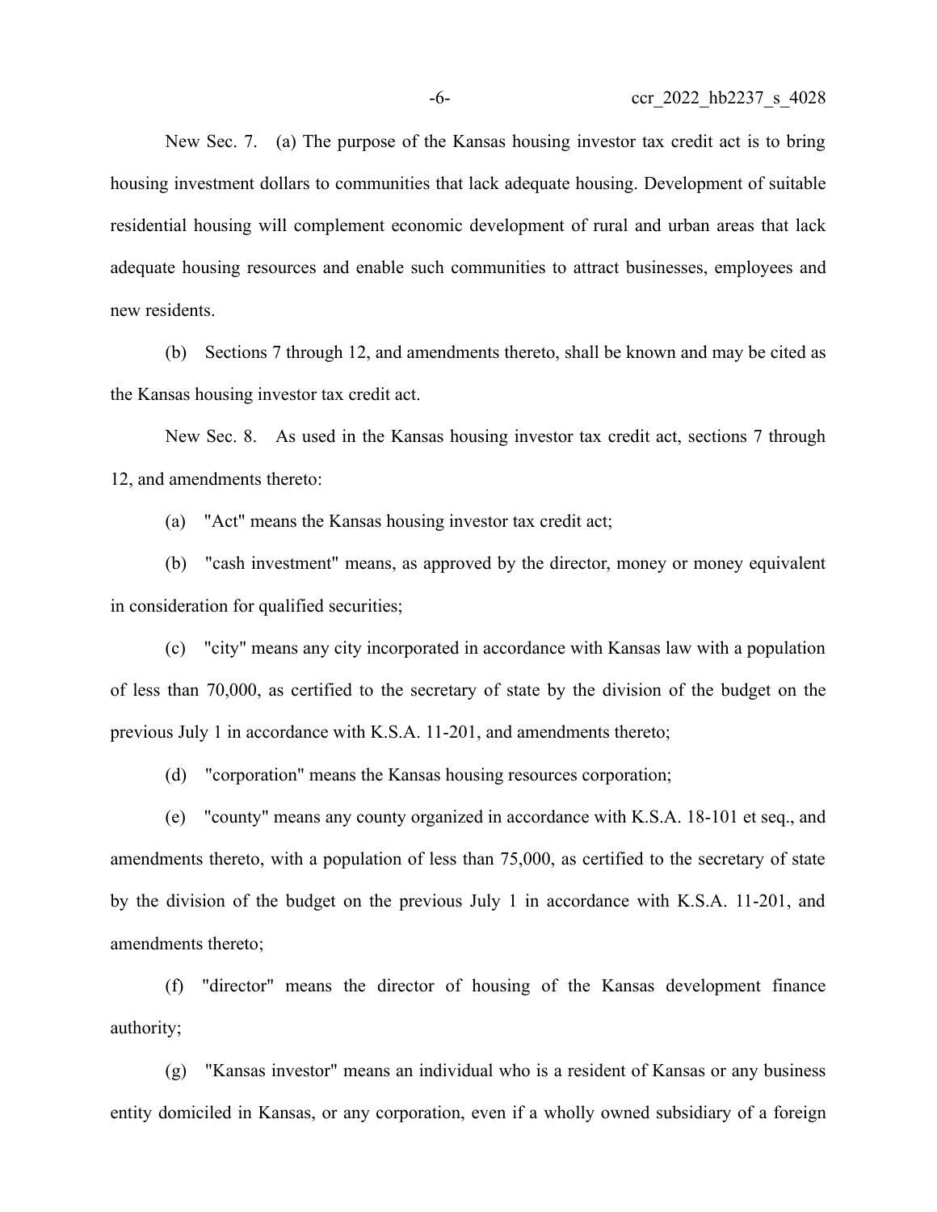New Sec. 7. (a) The purpose of the Kansas housing investor tax credit act is to bring housing investment dollars to communities that lack adequate housing. Development of suitable residential housing will complement economic development of rural and urban areas that lack adequate housing resources and enable such communities to attract businesses, employees and new residents.

(b) Sections 7 through 12, and amendments thereto, shall be known and may be cited as the Kansas housing investor tax credit act.

New Sec. 8. As used in the Kansas housing investor tax credit act, sections 7 through 12, and amendments thereto:

(a) "Act" means the Kansas housing investor tax credit act;

(b) "cash investment" means, as approved by the director, money or money equivalent in consideration for qualified securities;

(c) "city" means any city incorporated in accordance with Kansas law with a population of less than 70,000, as certified to the secretary of state by the division of the budget on the previous July 1 in accordance with K.S.A. 11-201, and amendments thereto;

(d) "corporation" means the Kansas housing resources corporation;

(e) "county" means any county organized in accordance with K.S.A. 18-101 et seq., and amendments thereto, with a population of less than 75,000, as certified to the secretary of state by the division of the budget on the previous July 1 in accordance with K.S.A. 11-201, and amendments thereto;

(f) "director" means the director of housing of the Kansas development finance authority;

(g) "Kansas investor" means an individual who is a resident of Kansas or any business entity domiciled in Kansas, or any corporation, even if a wholly owned subsidiary of a foreign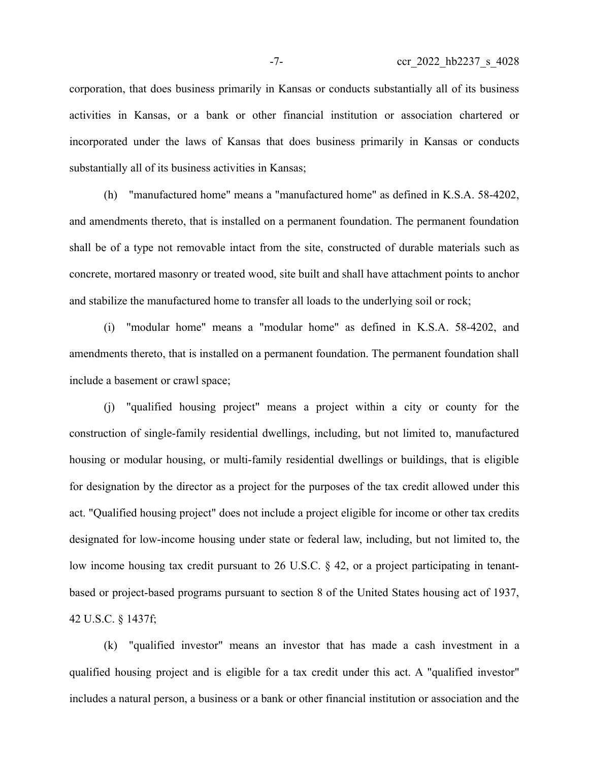corporation, that does business primarily in Kansas or conducts substantially all of its business activities in Kansas, or a bank or other financial institution or association chartered or incorporated under the laws of Kansas that does business primarily in Kansas or conducts substantially all of its business activities in Kansas;

(h) "manufactured home" means a "manufactured home" as defined in K.S.A. 58-4202, and amendments thereto, that is installed on a permanent foundation. The permanent foundation shall be of a type not removable intact from the site, constructed of durable materials such as concrete, mortared masonry or treated wood, site built and shall have attachment points to anchor and stabilize the manufactured home to transfer all loads to the underlying soil or rock;

(i) "modular home" means a "modular home" as defined in K.S.A. 58-4202, and amendments thereto, that is installed on a permanent foundation. The permanent foundation shall include a basement or crawl space;

(j) "qualified housing project" means a project within a city or county for the construction of single-family residential dwellings, including, but not limited to, manufactured housing or modular housing, or multi-family residential dwellings or buildings, that is eligible for designation by the director as a project for the purposes of the tax credit allowed under this act. "Qualified housing project" does not include a project eligible for income or other tax credits designated for low-income housing under state or federal law, including, but not limited to, the low income housing tax credit pursuant to 26 U.S.C. § 42, or a project participating in tenant-based or project-based programs pursuant to section 8 of the United States housing act of 1937, 42 U.S.C. § 1437f;

(k) "qualified investor" means an investor that has made a cash investment in a qualified housing project and is eligible for a tax credit under this act. A "qualified investor" includes a natural person, a business or a bank or other financial institution or association and the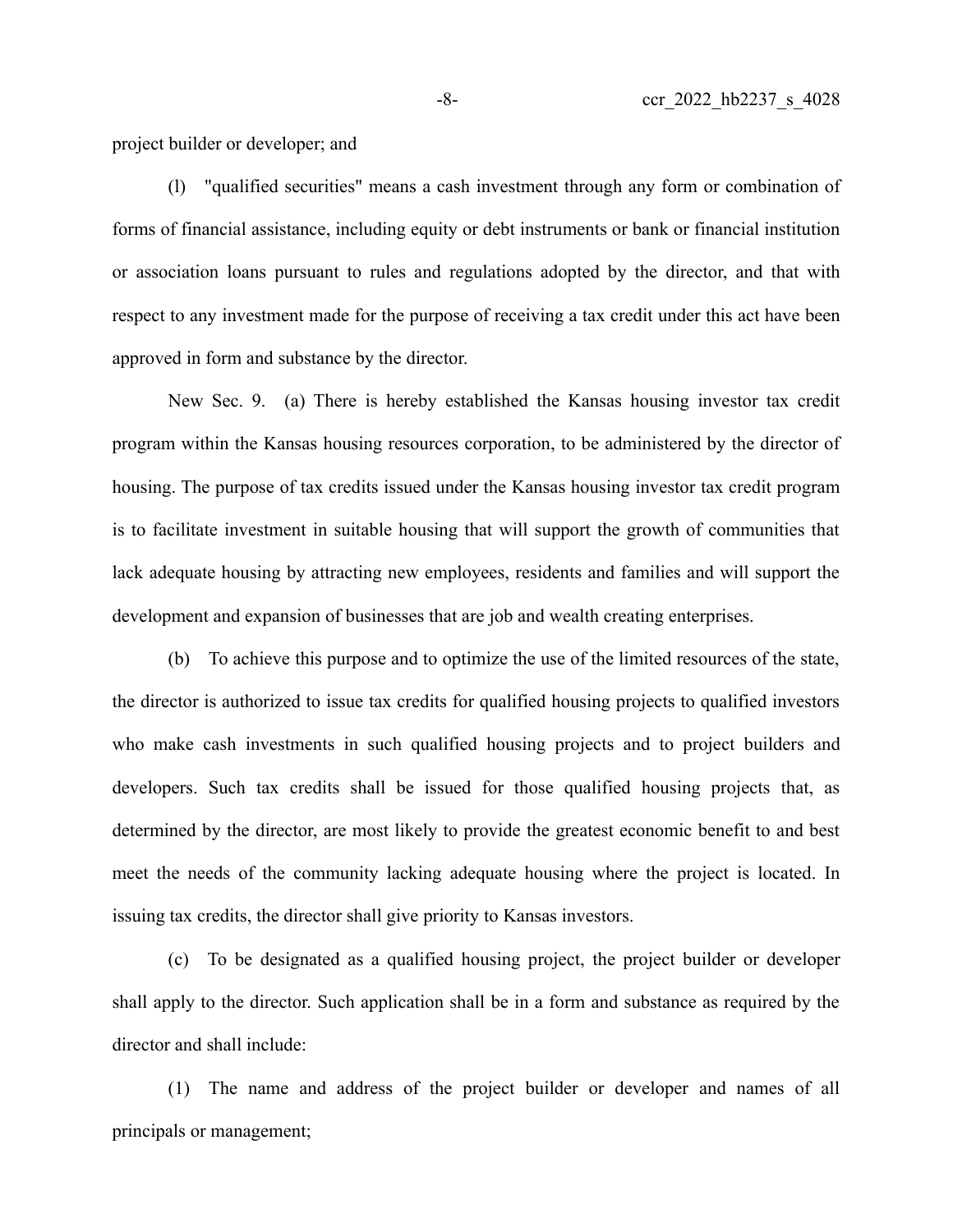project builder or developer; and

(l) "qualified securities" means a cash investment through any form or combination of forms of financial assistance, including equity or debt instruments or bank or financial institution or association loans pursuant to rules and regulations adopted by the director, and that with respect to any investment made for the purpose of receiving a tax credit under this act have been approved in form and substance by the director.

New Sec. 9. (a) There is hereby established the Kansas housing investor tax credit program within the Kansas housing resources corporation, to be administered by the director of housing. The purpose of tax credits issued under the Kansas housing investor tax credit program is to facilitate investment in suitable housing that will support the growth of communities that lack adequate housing by attracting new employees, residents and families and will support the development and expansion of businesses that are job and wealth creating enterprises.

(b) To achieve this purpose and to optimize the use of the limited resources of the state, the director is authorized to issue tax credits for qualified housing projects to qualified investors who make cash investments in such qualified housing projects and to project builders and developers. Such tax credits shall be issued for those qualified housing projects that, as determined by the director, are most likely to provide the greatest economic benefit to and best meet the needs of the community lacking adequate housing where the project is located. In issuing tax credits, the director shall give priority to Kansas investors.

(c) To be designated as a qualified housing project, the project builder or developer shall apply to the director. Such application shall be in a form and substance as required by the director and shall include:

(1) The name and address of the project builder or developer and names of all principals or management;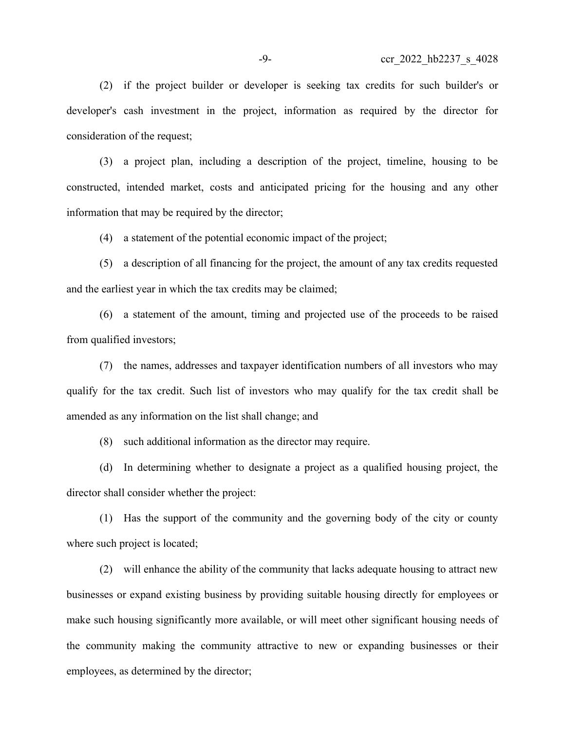(2) if the project builder or developer is seeking tax credits for such builder's or developer's cash investment in the project, information as required by the director for consideration of the request;

(3) a project plan, including a description of the project, timeline, housing to be constructed, intended market, costs and anticipated pricing for the housing and any other information that may be required by the director;

(4) a statement of the potential economic impact of the project;

(5) a description of all financing for the project, the amount of any tax credits requested and the earliest year in which the tax credits may be claimed;

(6) a statement of the amount, timing and projected use of the proceeds to be raised from qualified investors;

(7) the names, addresses and taxpayer identification numbers of all investors who may qualify for the tax credit. Such list of investors who may qualify for the tax credit shall be amended as any information on the list shall change; and

(8) such additional information as the director may require.

(d) In determining whether to designate a project as a qualified housing project, the director shall consider whether the project:

(1) Has the support of the community and the governing body of the city or county where such project is located;

(2) will enhance the ability of the community that lacks adequate housing to attract new businesses or expand existing business by providing suitable housing directly for employees or make such housing significantly more available, or will meet other significant housing needs of the community making the community attractive to new or expanding businesses or their employees, as determined by the director;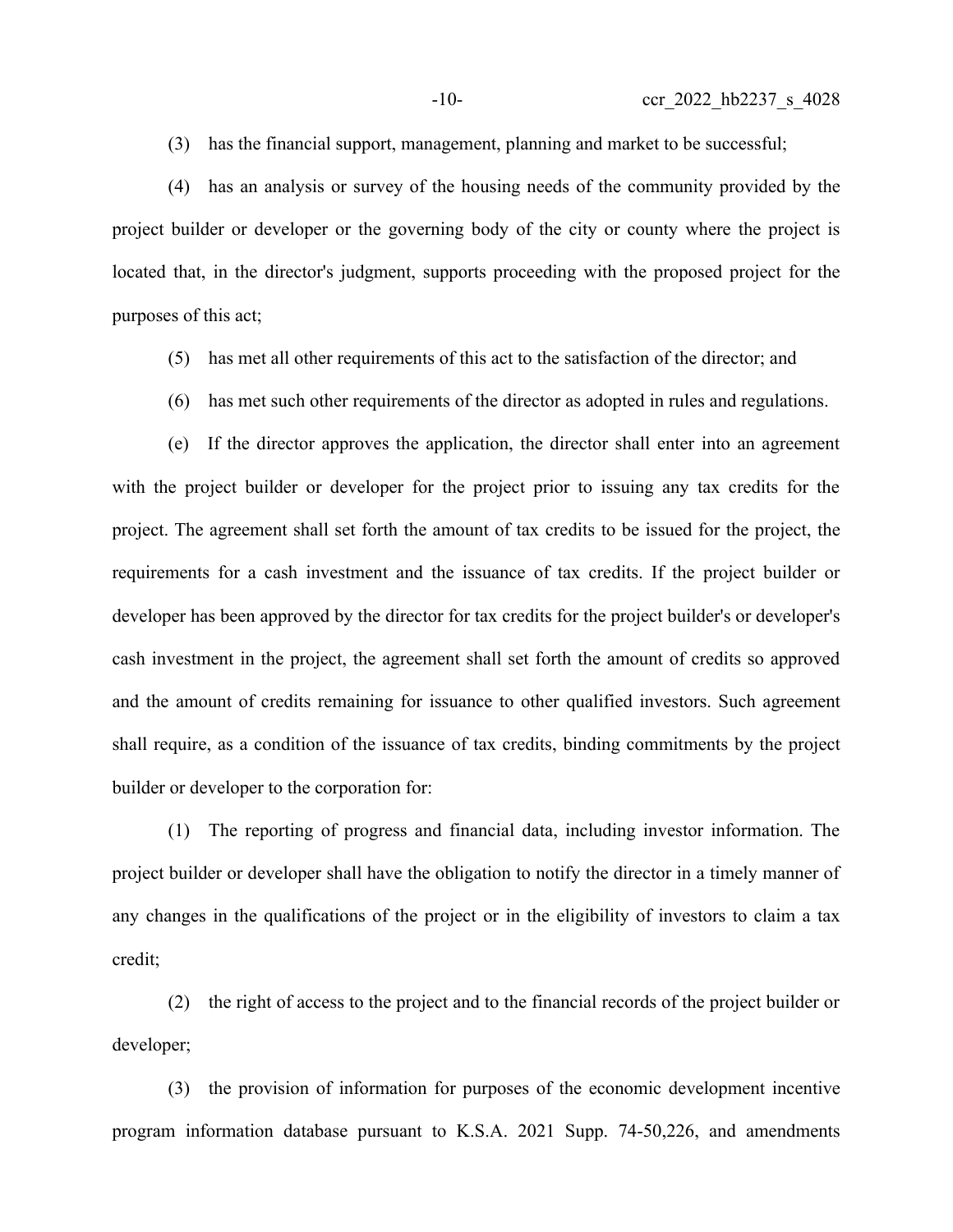(3) has the financial support, management, planning and market to be successful;

(4) has an analysis or survey of the housing needs of the community provided by the project builder or developer or the governing body of the city or county where the project is located that, in the director's judgment, supports proceeding with the proposed project for the purposes of this act;

(5) has met all other requirements of this act to the satisfaction of the director; and

(6) has met such other requirements of the director as adopted in rules and regulations.

(e) If the director approves the application, the director shall enter into an agreement with the project builder or developer for the project prior to issuing any tax credits for the project. The agreement shall set forth the amount of tax credits to be issued for the project, the requirements for a cash investment and the issuance of tax credits. If the project builder or developer has been approved by the director for tax credits for the project builder's or developer's cash investment in the project, the agreement shall set forth the amount of credits so approved and the amount of credits remaining for issuance to other qualified investors. Such agreement shall require, as a condition of the issuance of tax credits, binding commitments by the project builder or developer to the corporation for:

(1) The reporting of progress and financial data, including investor information. The project builder or developer shall have the obligation to notify the director in a timely manner of any changes in the qualifications of the project or in the eligibility of investors to claim a tax credit;

(2) the right of access to the project and to the financial records of the project builder or developer;

(3) the provision of information for purposes of the economic development incentive program information database pursuant to K.S.A. 2021 Supp. 74-50,226, and amendments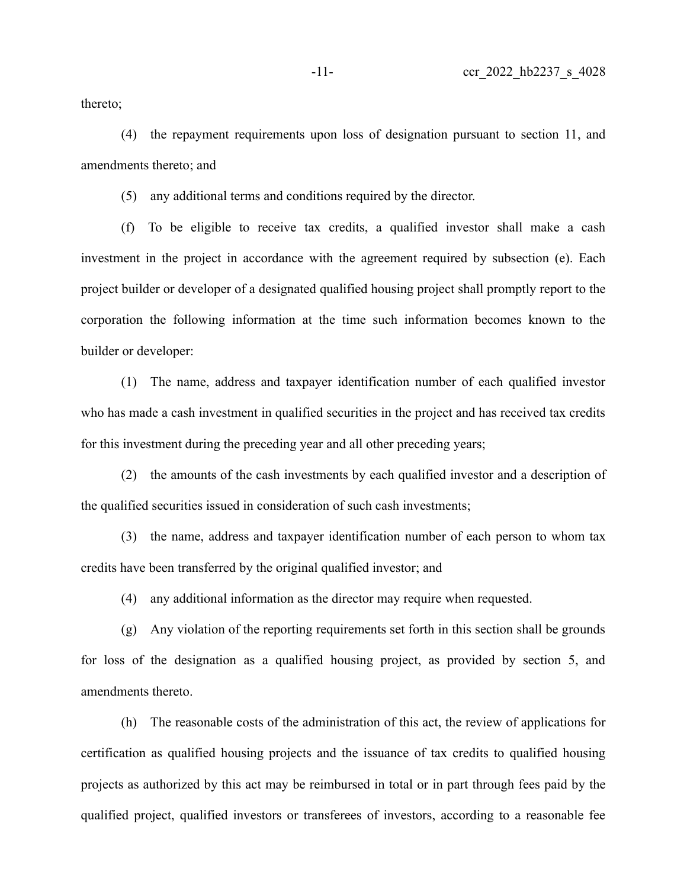thereto;

(4) the repayment requirements upon loss of designation pursuant to section 11, and amendments thereto; and

(5) any additional terms and conditions required by the director.

(f) To be eligible to receive tax credits, a qualified investor shall make a cash investment in the project in accordance with the agreement required by subsection (e). Each project builder or developer of a designated qualified housing project shall promptly report to the corporation the following information at the time such information becomes known to the builder or developer:

(1) The name, address and taxpayer identification number of each qualified investor who has made a cash investment in qualified securities in the project and has received tax credits for this investment during the preceding year and all other preceding years;

(2) the amounts of the cash investments by each qualified investor and a description of the qualified securities issued in consideration of such cash investments;

(3) the name, address and taxpayer identification number of each person to whom tax credits have been transferred by the original qualified investor; and

(4) any additional information as the director may require when requested.

(g) Any violation of the reporting requirements set forth in this section shall be grounds for loss of the designation as a qualified housing project, as provided by section 5, and amendments thereto.

(h) The reasonable costs of the administration of this act, the review of applications for certification as qualified housing projects and the issuance of tax credits to qualified housing projects as authorized by this act may be reimbursed in total or in part through fees paid by the qualified project, qualified investors or transferees of investors, according to a reasonable fee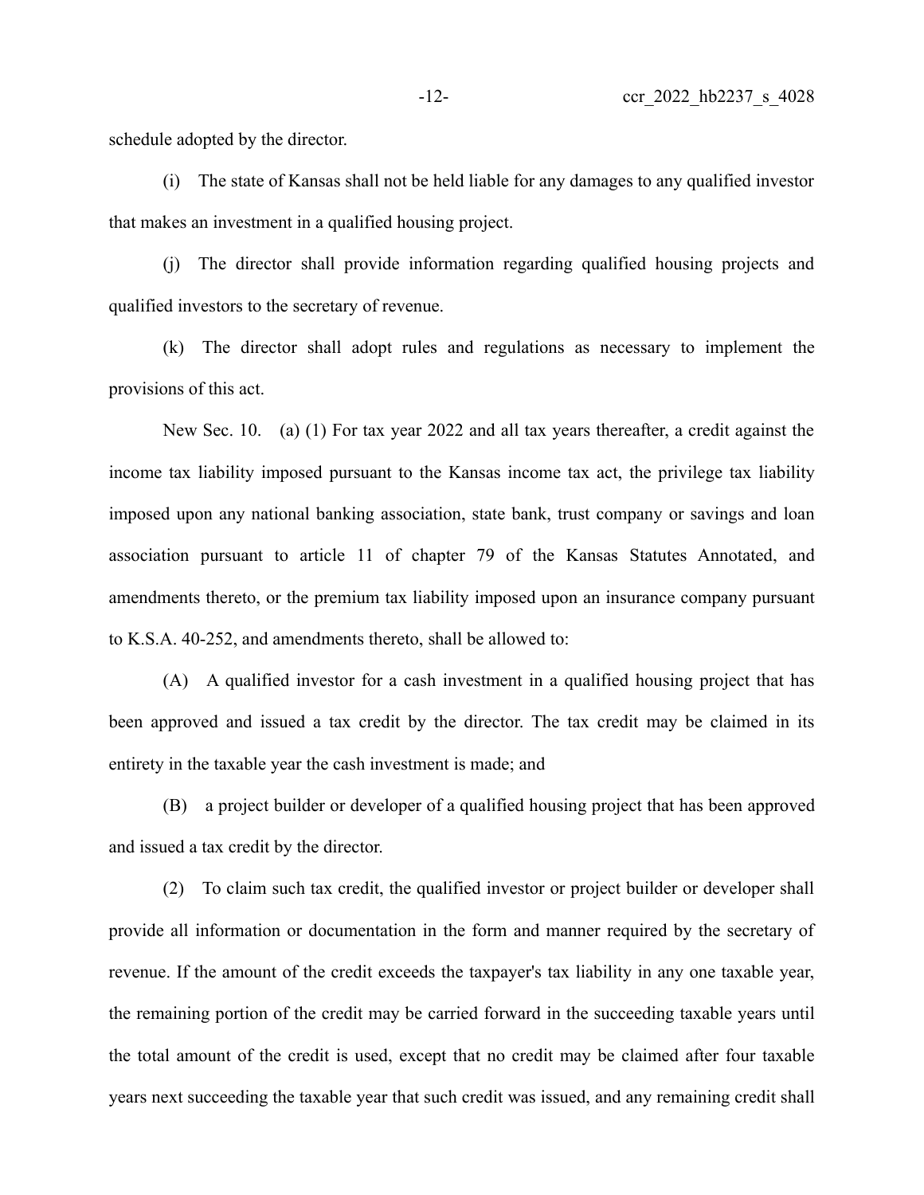schedule adopted by the director.

(i) The state of Kansas shall not be held liable for any damages to any qualified investor that makes an investment in a qualified housing project.

(j) The director shall provide information regarding qualified housing projects and qualified investors to the secretary of revenue.

(k) The director shall adopt rules and regulations as necessary to implement the provisions of this act.

New Sec. 10. (a) (1) For tax year 2022 and all tax years thereafter, a credit against the income tax liability imposed pursuant to the Kansas income tax act, the privilege tax liability imposed upon any national banking association, state bank, trust company or savings and loan association pursuant to article 11 of chapter 79 of the Kansas Statutes Annotated, and amendments thereto, or the premium tax liability imposed upon an insurance company pursuant to K.S.A. 40-252, and amendments thereto, shall be allowed to:

(A) A qualified investor for a cash investment in a qualified housing project that has been approved and issued a tax credit by the director. The tax credit may be claimed in its entirety in the taxable year the cash investment is made; and

(B) a project builder or developer of a qualified housing project that has been approved and issued a tax credit by the director.

(2) To claim such tax credit, the qualified investor or project builder or developer shall provide all information or documentation in the form and manner required by the secretary of revenue. If the amount of the credit exceeds the taxpayer's tax liability in any one taxable year, the remaining portion of the credit may be carried forward in the succeeding taxable years until the total amount of the credit is used, except that no credit may be claimed after four taxable years next succeeding the taxable year that such credit was issued, and any remaining credit shall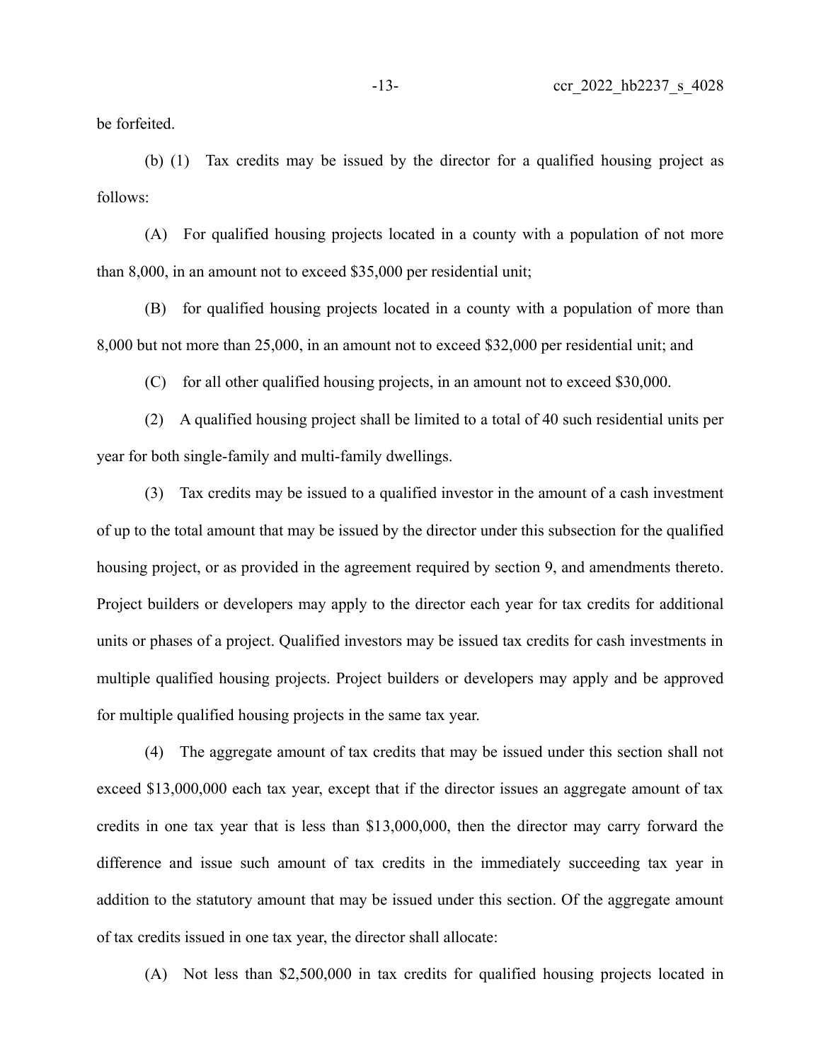be forfeited.

(b) (1) Tax credits may be issued by the director for a qualified housing project as follows:

(A) For qualified housing projects located in a county with a population of not more than 8,000, in an amount not to exceed $35,000 per residential unit;

(B) for qualified housing projects located in a county with a population of more than 8,000 but not more than 25,000, in an amount not to exceed $32,000 per residential unit; and

(C) for all other qualified housing projects, in an amount not to exceed $30,000.

(2) A qualified housing project shall be limited to a total of 40 such residential units per year for both single-family and multi-family dwellings.

(3) Tax credits may be issued to a qualified investor in the amount of a cash investment of up to the total amount that may be issued by the director under this subsection for the qualified housing project, or as provided in the agreement required by section 9, and amendments thereto. Project builders or developers may apply to the director each year for tax credits for additional units or phases of a project. Qualified investors may be issued tax credits for cash investments in multiple qualified housing projects. Project builders or developers may apply and be approved for multiple qualified housing projects in the same tax year.

(4) The aggregate amount of tax credits that may be issued under this section shall not exceed $13,000,000 each tax year, except that if the director issues an aggregate amount of tax credits in one tax year that is less than $13,000,000, then the director may carry forward the difference and issue such amount of tax credits in the immediately succeeding tax year in addition to the statutory amount that may be issued under this section. Of the aggregate amount of tax credits issued in one tax year, the director shall allocate:

(A) Not less than $2,500,000 in tax credits for qualified housing projects located in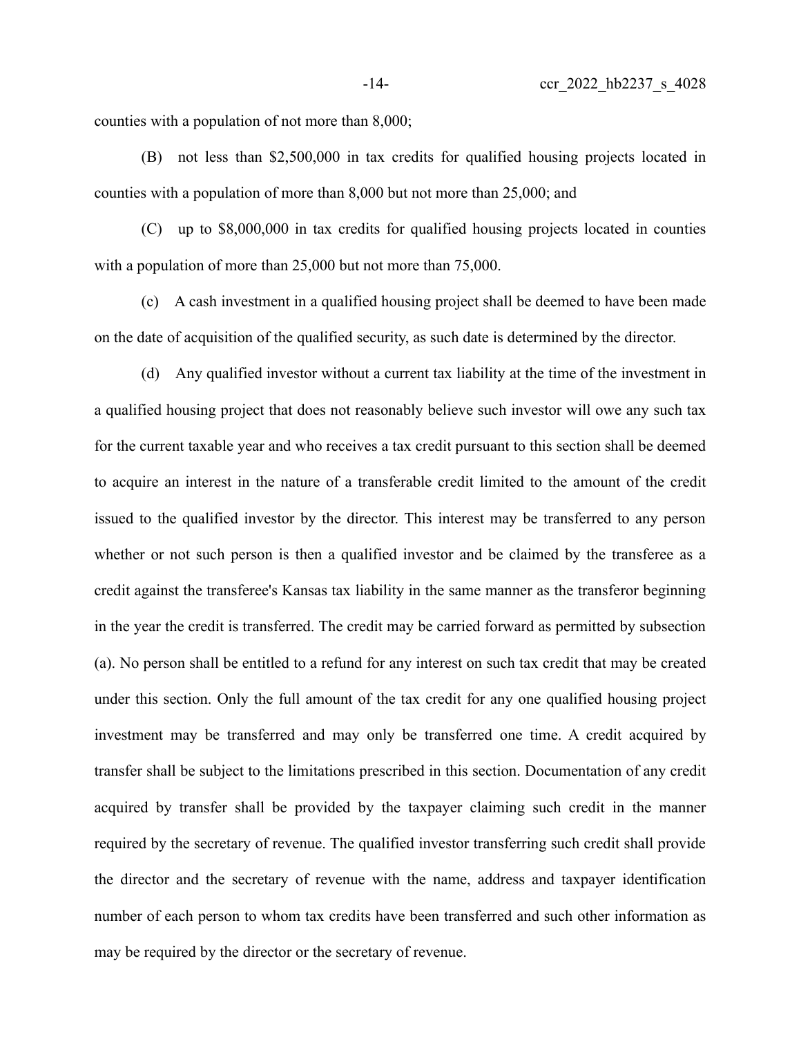counties with a population of not more than 8,000;

(B) not less than $2,500,000 in tax credits for qualified housing projects located in counties with a population of more than 8,000 but not more than 25,000; and

(C) up to $8,000,000 in tax credits for qualified housing projects located in counties with a population of more than 25,000 but not more than 75,000.

(c) A cash investment in a qualified housing project shall be deemed to have been made on the date of acquisition of the qualified security, as such date is determined by the director.

(d) Any qualified investor without a current tax liability at the time of the investment in a qualified housing project that does not reasonably believe such investor will owe any such tax for the current taxable year and who receives a tax credit pursuant to this section shall be deemed to acquire an interest in the nature of a transferable credit limited to the amount of the credit issued to the qualified investor by the director. This interest may be transferred to any person whether or not such person is then a qualified investor and be claimed by the transferee as a credit against the transferee's Kansas tax liability in the same manner as the transferor beginning in the year the credit is transferred. The credit may be carried forward as permitted by subsection (a). No person shall be entitled to a refund for any interest on such tax credit that may be created under this section. Only the full amount of the tax credit for any one qualified housing project investment may be transferred and may only be transferred one time. A credit acquired by transfer shall be subject to the limitations prescribed in this section. Documentation of any credit acquired by transfer shall be provided by the taxpayer claiming such credit in the manner required by the secretary of revenue. The qualified investor transferring such credit shall provide the director and the secretary of revenue with the name, address and taxpayer identification number of each person to whom tax credits have been transferred and such other information as may be required by the director or the secretary of revenue.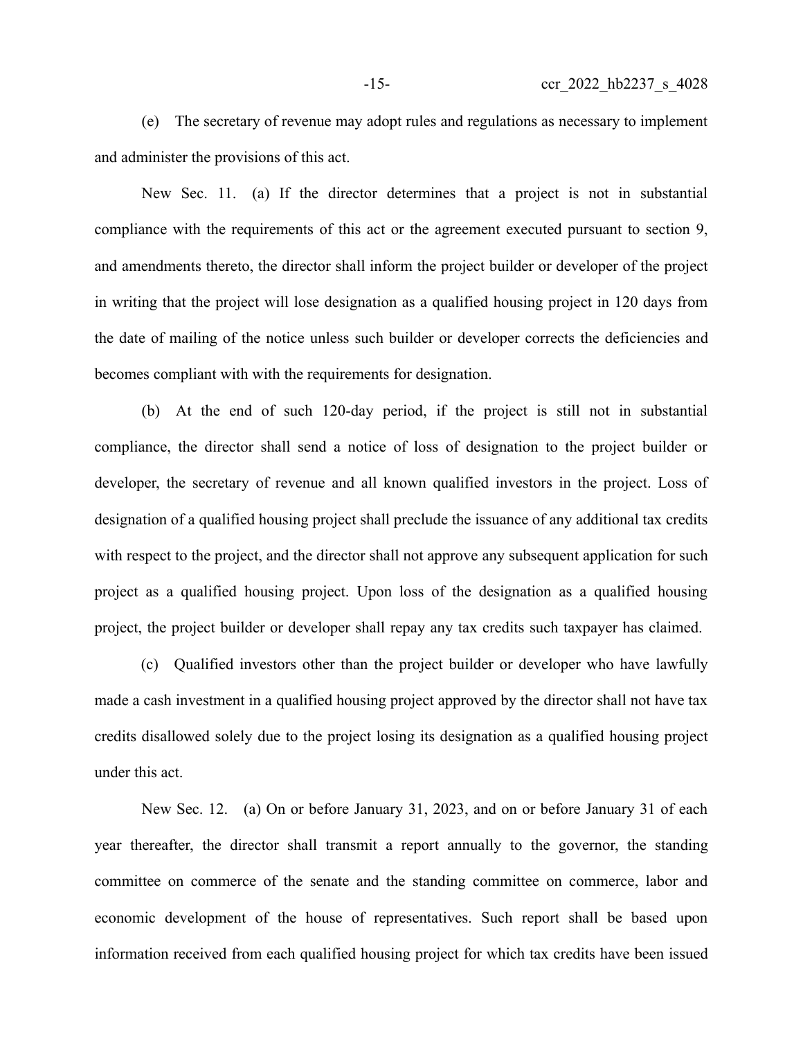(e) The secretary of revenue may adopt rules and regulations as necessary to implement and administer the provisions of this act.

New Sec. 11. (a) If the director determines that a project is not in substantial compliance with the requirements of this act or the agreement executed pursuant to section 9, and amendments thereto, the director shall inform the project builder or developer of the project in writing that the project will lose designation as a qualified housing project in 120 days from the date of mailing of the notice unless such builder or developer corrects the deficiencies and becomes compliant with with the requirements for designation.

(b) At the end of such 120-day period, if the project is still not in substantial compliance, the director shall send a notice of loss of designation to the project builder or developer, the secretary of revenue and all known qualified investors in the project. Loss of designation of a qualified housing project shall preclude the issuance of any additional tax credits with respect to the project, and the director shall not approve any subsequent application for such project as a qualified housing project. Upon loss of the designation as a qualified housing project, the project builder or developer shall repay any tax credits such taxpayer has claimed.

(c) Qualified investors other than the project builder or developer who have lawfully made a cash investment in a qualified housing project approved by the director shall not have tax credits disallowed solely due to the project losing its designation as a qualified housing project under this act.

New Sec. 12. (a) On or before January 31, 2023, and on or before January 31 of each year thereafter, the director shall transmit a report annually to the governor, the standing committee on commerce of the senate and the standing committee on commerce, labor and economic development of the house of representatives. Such report shall be based upon information received from each qualified housing project for which tax credits have been issued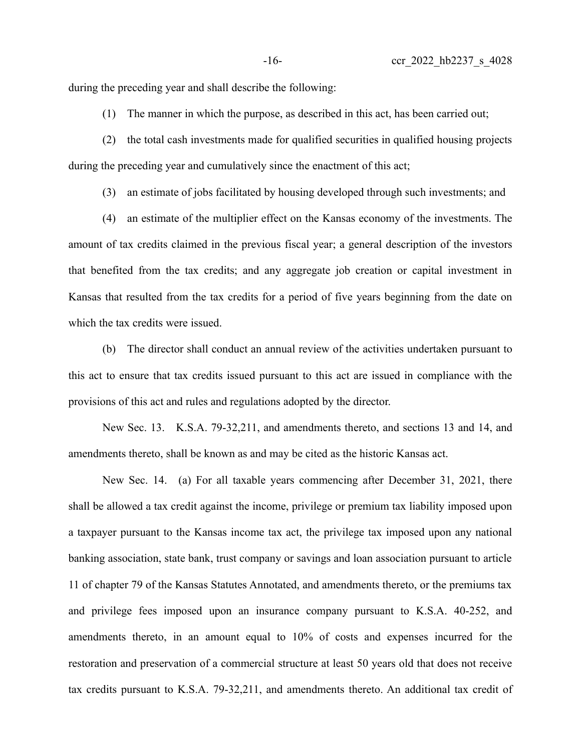during the preceding year and shall describe the following:

(1) The manner in which the purpose, as described in this act, has been carried out;

(2) the total cash investments made for qualified securities in qualified housing projects during the preceding year and cumulatively since the enactment of this act;

(3) an estimate of jobs facilitated by housing developed through such investments; and

(4) an estimate of the multiplier effect on the Kansas economy of the investments. The amount of tax credits claimed in the previous fiscal year; a general description of the investors that benefited from the tax credits; and any aggregate job creation or capital investment in Kansas that resulted from the tax credits for a period of five years beginning from the date on which the tax credits were issued.

(b) The director shall conduct an annual review of the activities undertaken pursuant to this act to ensure that tax credits issued pursuant to this act are issued in compliance with the provisions of this act and rules and regulations adopted by the director.

New Sec. 13. K.S.A. 79-32,211, and amendments thereto, and sections 13 and 14, and amendments thereto, shall be known as and may be cited as the historic Kansas act.

New Sec. 14. (a) For all taxable years commencing after December 31, 2021, there shall be allowed a tax credit against the income, privilege or premium tax liability imposed upon a taxpayer pursuant to the Kansas income tax act, the privilege tax imposed upon any national banking association, state bank, trust company or savings and loan association pursuant to article 11 of chapter 79 of the Kansas Statutes Annotated, and amendments thereto, or the premiums tax and privilege fees imposed upon an insurance company pursuant to K.S.A. 40-252, and amendments thereto, in an amount equal to 10% of costs and expenses incurred for the restoration and preservation of a commercial structure at least 50 years old that does not receive tax credits pursuant to K.S.A. 79-32,211, and amendments thereto. An additional tax credit of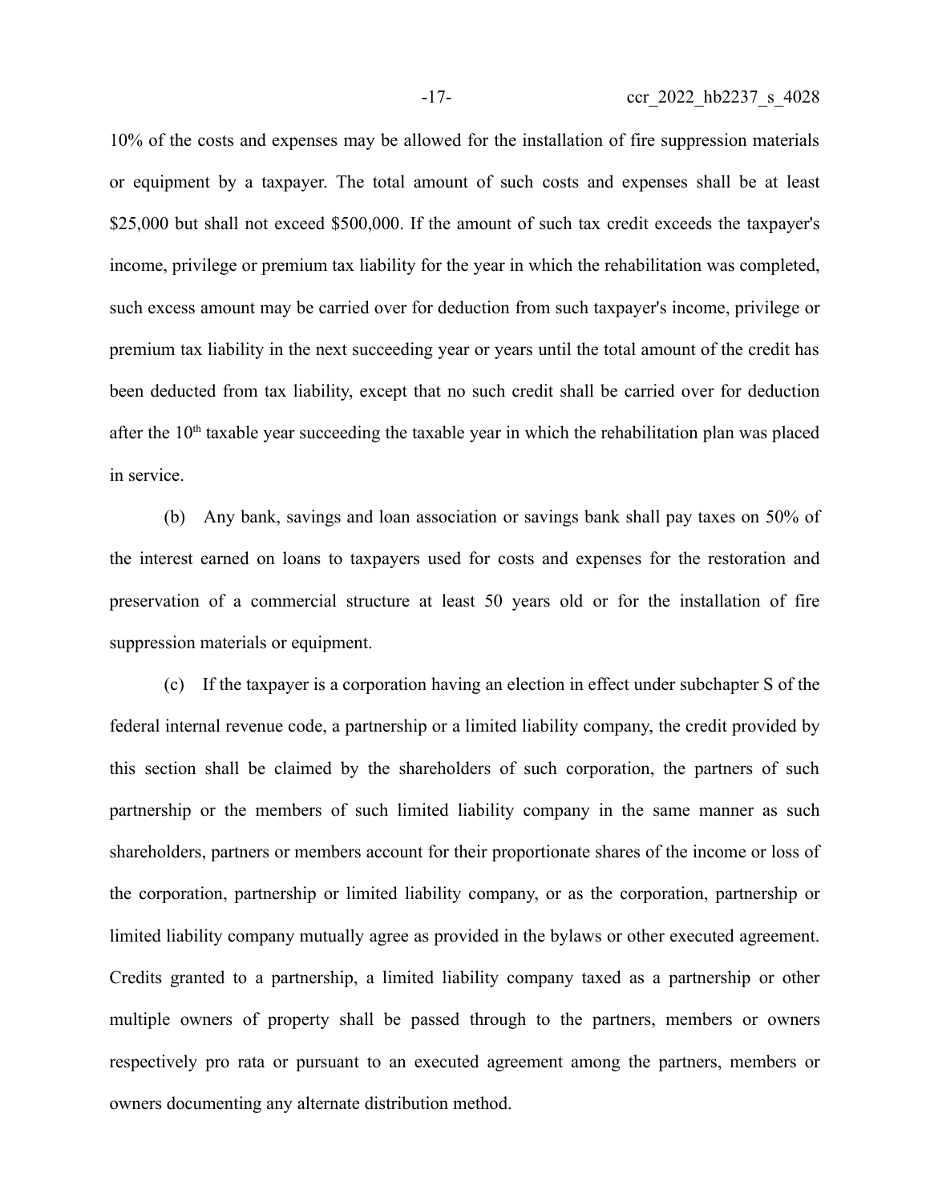10% of the costs and expenses may be allowed for the installation of fire suppression materials or equipment by a taxpayer. The total amount of such costs and expenses shall be at least $25,000 but shall not exceed $500,000. If the amount of such tax credit exceeds the taxpayer's income, privilege or premium tax liability for the year in which the rehabilitation was completed, such excess amount may be carried over for deduction from such taxpayer's income, privilege or premium tax liability in the next succeeding year or years until the total amount of the credit has been deducted from tax liability, except that no such credit shall be carried over for deduction after the 10th taxable year succeeding the taxable year in which the rehabilitation plan was placed in service.

(b) Any bank, savings and loan association or savings bank shall pay taxes on 50% of the interest earned on loans to taxpayers used for costs and expenses for the restoration and preservation of a commercial structure at least 50 years old or for the installation of fire suppression materials or equipment.

(c) If the taxpayer is a corporation having an election in effect under subchapter S of the federal internal revenue code, a partnership or a limited liability company, the credit provided by this section shall be claimed by the shareholders of such corporation, the partners of such partnership or the members of such limited liability company in the same manner as such shareholders, partners or members account for their proportionate shares of the income or loss of the corporation, partnership or limited liability company, or as the corporation, partnership or limited liability company mutually agree as provided in the bylaws or other executed agreement. Credits granted to a partnership, a limited liability company taxed as a partnership or other multiple owners of property shall be passed through to the partners, members or owners respectively pro rata or pursuant to an executed agreement among the partners, members or owners documenting any alternate distribution method.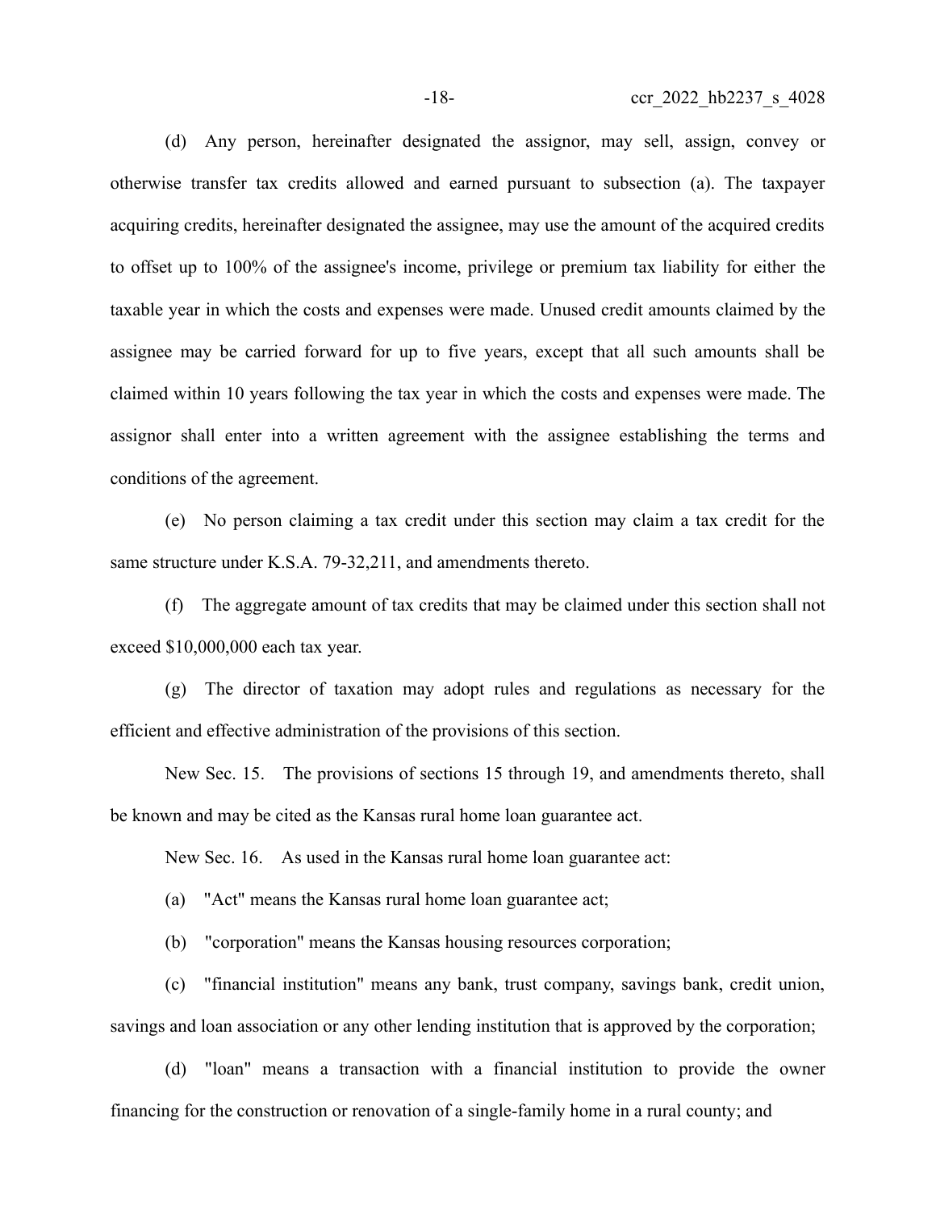(d) Any person, hereinafter designated the assignor, may sell, assign, convey or otherwise transfer tax credits allowed and earned pursuant to subsection (a). The taxpayer acquiring credits, hereinafter designated the assignee, may use the amount of the acquired credits to offset up to 100% of the assignee's income, privilege or premium tax liability for either the taxable year in which the costs and expenses were made. Unused credit amounts claimed by the assignee may be carried forward for up to five years, except that all such amounts shall be claimed within 10 years following the tax year in which the costs and expenses were made. The assignor shall enter into a written agreement with the assignee establishing the terms and conditions of the agreement.

(e) No person claiming a tax credit under this section may claim a tax credit for the same structure under K.S.A. 79-32,211, and amendments thereto.

(f) The aggregate amount of tax credits that may be claimed under this section shall not exceed $10,000,000 each tax year.

(g) The director of taxation may adopt rules and regulations as necessary for the efficient and effective administration of the provisions of this section.

New Sec. 15. The provisions of sections 15 through 19, and amendments thereto, shall be known and may be cited as the Kansas rural home loan guarantee act.

New Sec. 16. As used in the Kansas rural home loan guarantee act:

(a) "Act" means the Kansas rural home loan guarantee act;

(b) "corporation" means the Kansas housing resources corporation;

(c) "financial institution" means any bank, trust company, savings bank, credit union, savings and loan association or any other lending institution that is approved by the corporation;

(d) "loan" means a transaction with a financial institution to provide the owner financing for the construction or renovation of a single-family home in a rural county; and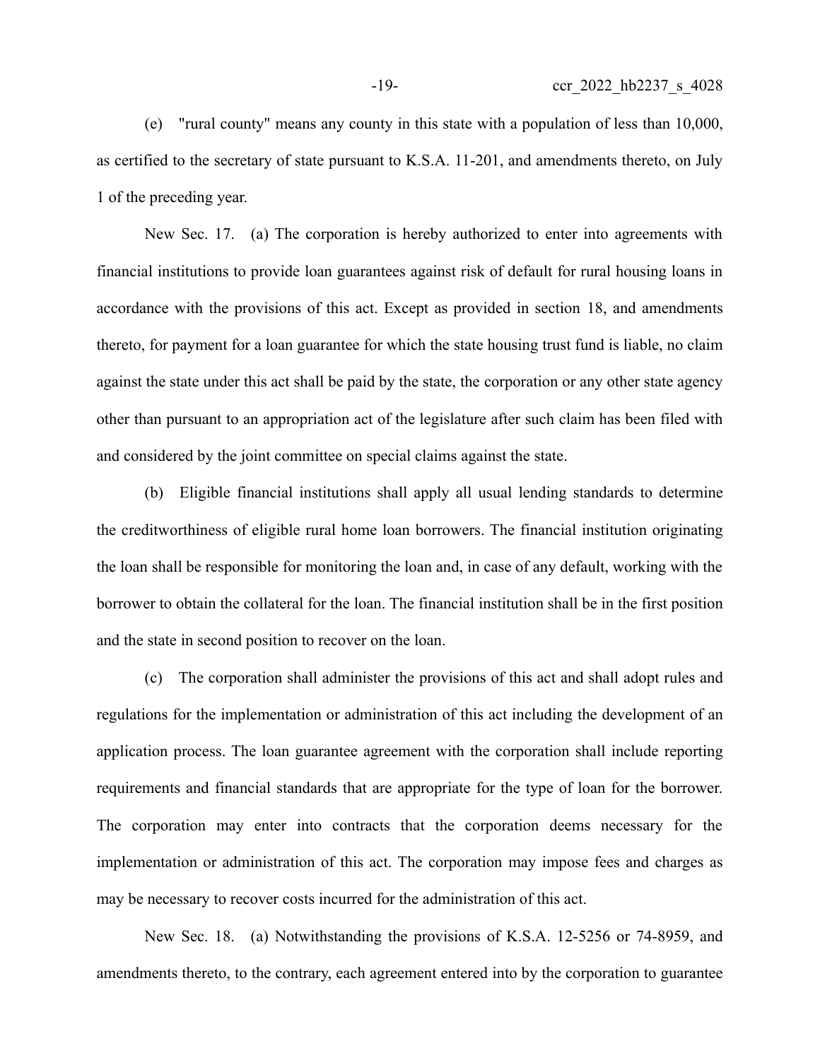(e) "rural county" means any county in this state with a population of less than 10,000, as certified to the secretary of state pursuant to K.S.A. 11-201, and amendments thereto, on July 1 of the preceding year.

New Sec. 17. (a) The corporation is hereby authorized to enter into agreements with financial institutions to provide loan guarantees against risk of default for rural housing loans in accordance with the provisions of this act. Except as provided in section 18, and amendments thereto, for payment for a loan guarantee for which the state housing trust fund is liable, no claim against the state under this act shall be paid by the state, the corporation or any other state agency other than pursuant to an appropriation act of the legislature after such claim has been filed with and considered by the joint committee on special claims against the state.

(b) Eligible financial institutions shall apply all usual lending standards to determine the creditworthiness of eligible rural home loan borrowers. The financial institution originating the loan shall be responsible for monitoring the loan and, in case of any default, working with the borrower to obtain the collateral for the loan. The financial institution shall be in the first position and the state in second position to recover on the loan.

(c) The corporation shall administer the provisions of this act and shall adopt rules and regulations for the implementation or administration of this act including the development of an application process. The loan guarantee agreement with the corporation shall include reporting requirements and financial standards that are appropriate for the type of loan for the borrower. The corporation may enter into contracts that the corporation deems necessary for the implementation or administration of this act. The corporation may impose fees and charges as may be necessary to recover costs incurred for the administration of this act.

New Sec. 18. (a) Notwithstanding the provisions of K.S.A. 12-5256 or 74-8959, and amendments thereto, to the contrary, each agreement entered into by the corporation to guarantee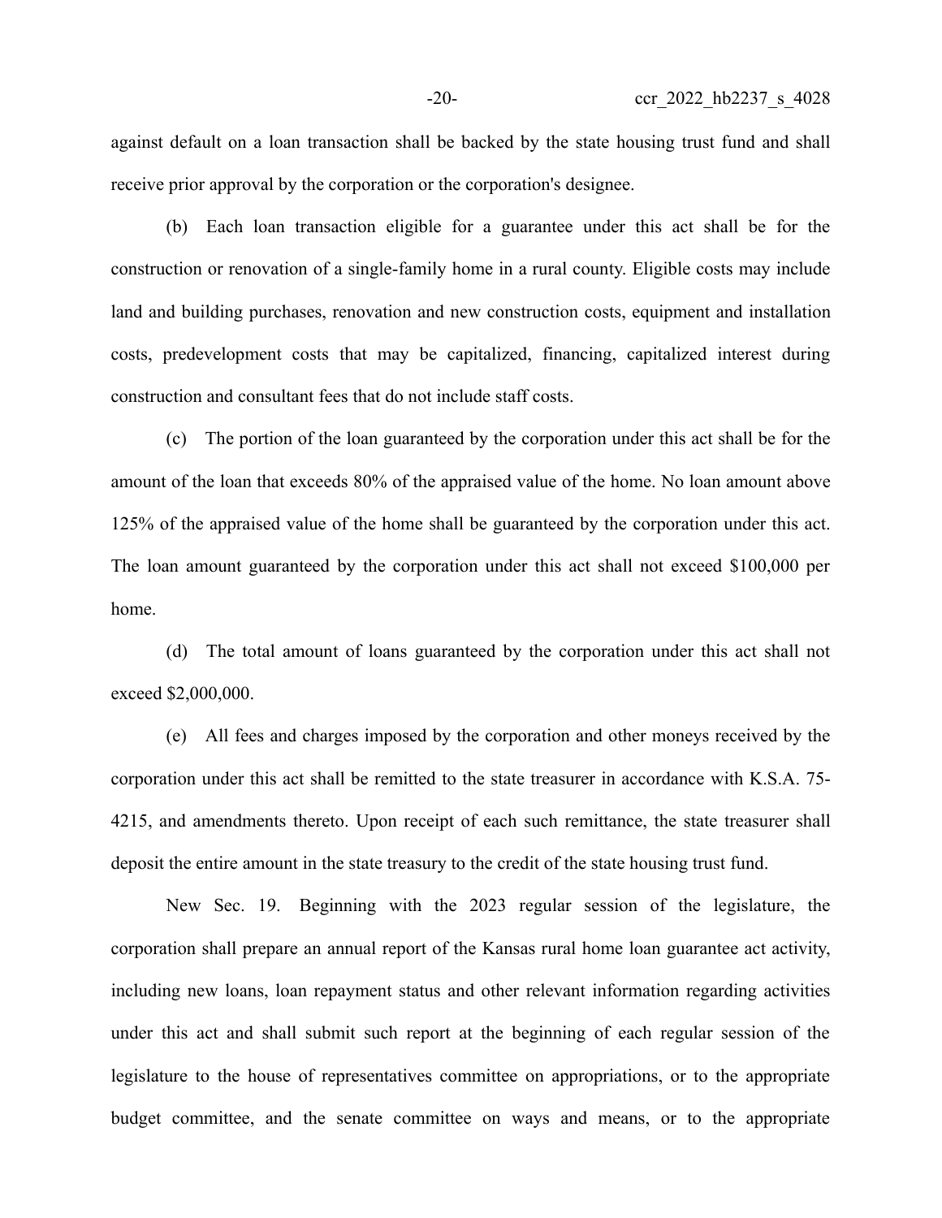against default on a loan transaction shall be backed by the state housing trust fund and shall receive prior approval by the corporation or the corporation's designee.

(b) Each loan transaction eligible for a guarantee under this act shall be for the construction or renovation of a single-family home in a rural county. Eligible costs may include land and building purchases, renovation and new construction costs, equipment and installation costs, predevelopment costs that may be capitalized, financing, capitalized interest during construction and consultant fees that do not include staff costs.

(c) The portion of the loan guaranteed by the corporation under this act shall be for the amount of the loan that exceeds 80% of the appraised value of the home. No loan amount above 125% of the appraised value of the home shall be guaranteed by the corporation under this act. The loan amount guaranteed by the corporation under this act shall not exceed $100,000 per home.

(d) The total amount of loans guaranteed by the corporation under this act shall not exceed $2,000,000.

(e) All fees and charges imposed by the corporation and other moneys received by the corporation under this act shall be remitted to the state treasurer in accordance with K.S.A. 75-4215, and amendments thereto. Upon receipt of each such remittance, the state treasurer shall deposit the entire amount in the state treasury to the credit of the state housing trust fund.

New Sec. 19. Beginning with the 2023 regular session of the legislature, the corporation shall prepare an annual report of the Kansas rural home loan guarantee act activity, including new loans, loan repayment status and other relevant information regarding activities under this act and shall submit such report at the beginning of each regular session of the legislature to the house of representatives committee on appropriations, or to the appropriate budget committee, and the senate committee on ways and means, or to the appropriate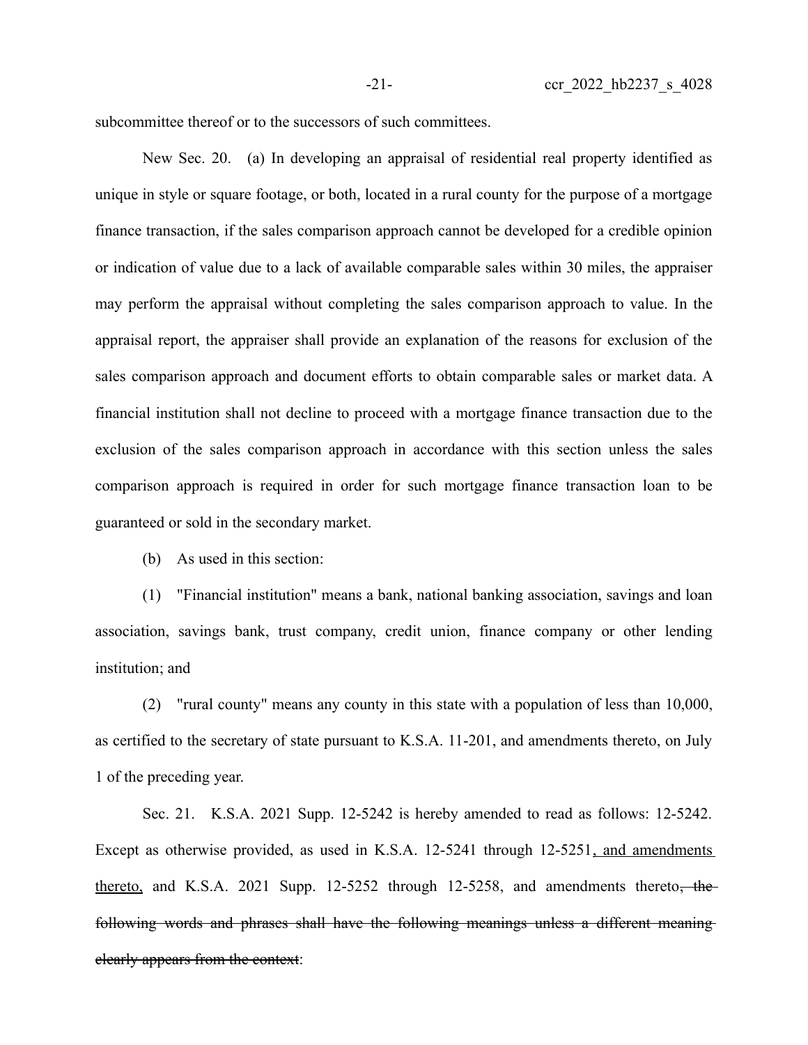subcommittee thereof or to the successors of such committees.

New Sec. 20. (a) In developing an appraisal of residential real property identified as unique in style or square footage, or both, located in a rural county for the purpose of a mortgage finance transaction, if the sales comparison approach cannot be developed for a credible opinion or indication of value due to a lack of available comparable sales within 30 miles, the appraiser may perform the appraisal without completing the sales comparison approach to value. In the appraisal report, the appraiser shall provide an explanation of the reasons for exclusion of the sales comparison approach and document efforts to obtain comparable sales or market data. A financial institution shall not decline to proceed with a mortgage finance transaction due to the exclusion of the sales comparison approach in accordance with this section unless the sales comparison approach is required in order for such mortgage finance transaction loan to be guaranteed or sold in the secondary market.

(b) As used in this section:

(1) "Financial institution" means a bank, national banking association, savings and loan association, savings bank, trust company, credit union, finance company or other lending institution; and

(2) "rural county" means any county in this state with a population of less than 10,000, as certified to the secretary of state pursuant to K.S.A. 11-201, and amendments thereto, on July 1 of the preceding year.

Sec. 21. K.S.A. 2021 Supp. 12-5242 is hereby amended to read as follows: 12-5242. Except as otherwise provided, as used in K.S.A. 12-5241 through 12-5251<ins>, and amendments thereto,</ins> and K.S.A. 2021 Supp. 12-5252 through 12-5258, and amendments thereto~~, the following words and phrases shall have the following meanings unless a different meaning clearly appears from the context~~: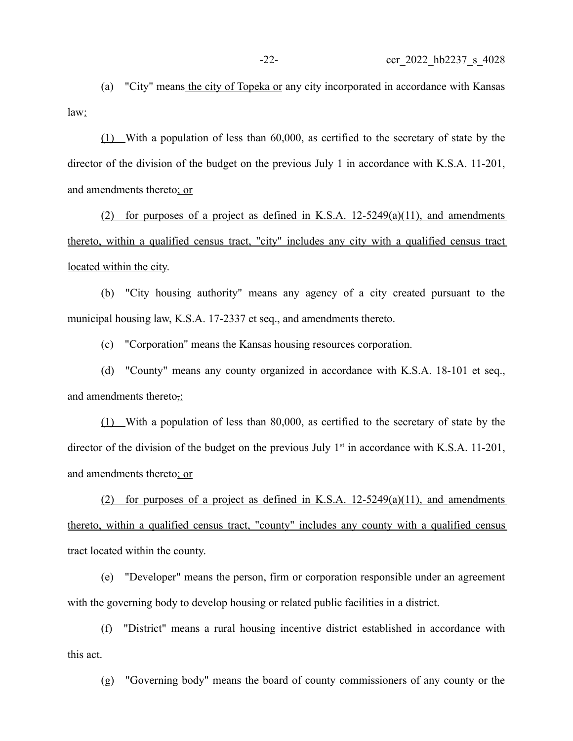(a) "City" means the city of Topeka or any city incorporated in accordance with Kansas law:

(1) With a population of less than 60,000, as certified to the secretary of state by the director of the division of the budget on the previous July 1 in accordance with K.S.A. 11-201, and amendments thereto; or

(2) for purposes of a project as defined in K.S.A. 12-5249(a)(11), and amendments thereto, within a qualified census tract, "city" includes any city with a qualified census tract located within the city.

(b) "City housing authority" means any agency of a city created pursuant to the municipal housing law, K.S.A. 17-2337 et seq., and amendments thereto.

(c) "Corporation" means the Kansas housing resources corporation.

(d) "County" means any county organized in accordance with K.S.A. 18-101 et seq., and amendments thereto,:

(1) With a population of less than 80,000, as certified to the secretary of state by the director of the division of the budget on the previous July 1st in accordance with K.S.A. 11-201, and amendments thereto; or

(2) for purposes of a project as defined in K.S.A. 12-5249(a)(11), and amendments thereto, within a qualified census tract, "county" includes any county with a qualified census tract located within the county.

(e) "Developer" means the person, firm or corporation responsible under an agreement with the governing body to develop housing or related public facilities in a district.

(f) "District" means a rural housing incentive district established in accordance with this act.

(g) "Governing body" means the board of county commissioners of any county or the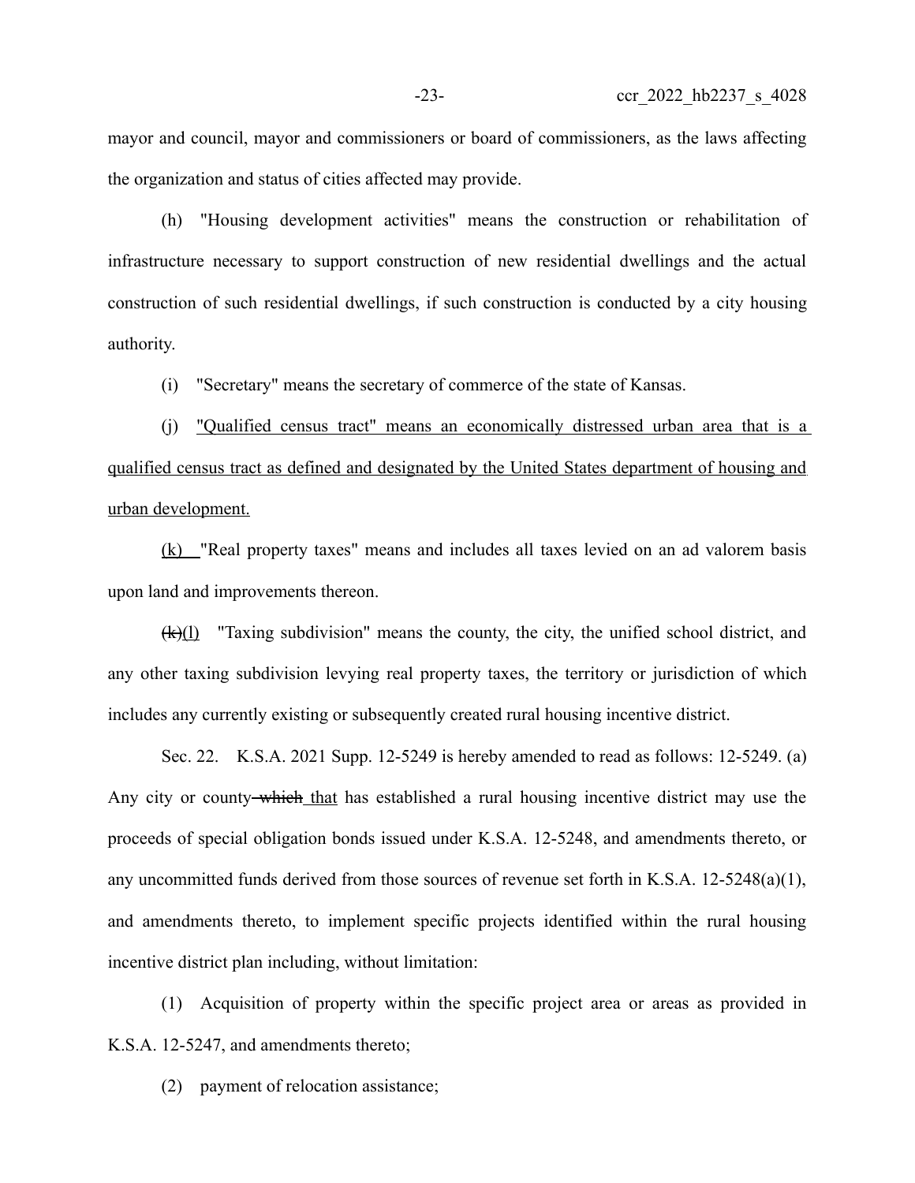mayor and council, mayor and commissioners or board of commissioners, as the laws affecting the organization and status of cities affected may provide.

(h) "Housing development activities" means the construction or rehabilitation of infrastructure necessary to support construction of new residential dwellings and the actual construction of such residential dwellings, if such construction is conducted by a city housing authority.

(i) "Secretary" means the secretary of commerce of the state of Kansas.

(j) <u>"Qualified census tract" means an economically distressed urban area that is a qualified census tract as defined and designated by the United States department of housing and urban development.</u>

<u>(k)</u> "Real property taxes" means and includes all taxes levied on an ad valorem basis upon land and improvements thereon.

~~(k)~~<u>(l)</u> "Taxing subdivision" means the county, the city, the unified school district, and any other taxing subdivision levying real property taxes, the territory or jurisdiction of which includes any currently existing or subsequently created rural housing incentive district.

Sec. 22. K.S.A. 2021 Supp. 12-5249 is hereby amended to read as follows: 12-5249. (a) Any city or county ~~which~~ <u>that</u> has established a rural housing incentive district may use the proceeds of special obligation bonds issued under K.S.A. 12-5248, and amendments thereto, or any uncommitted funds derived from those sources of revenue set forth in K.S.A. 12-5248(a)(1), and amendments thereto, to implement specific projects identified within the rural housing incentive district plan including, without limitation:

(1) Acquisition of property within the specific project area or areas as provided in K.S.A. 12-5247, and amendments thereto;

(2) payment of relocation assistance;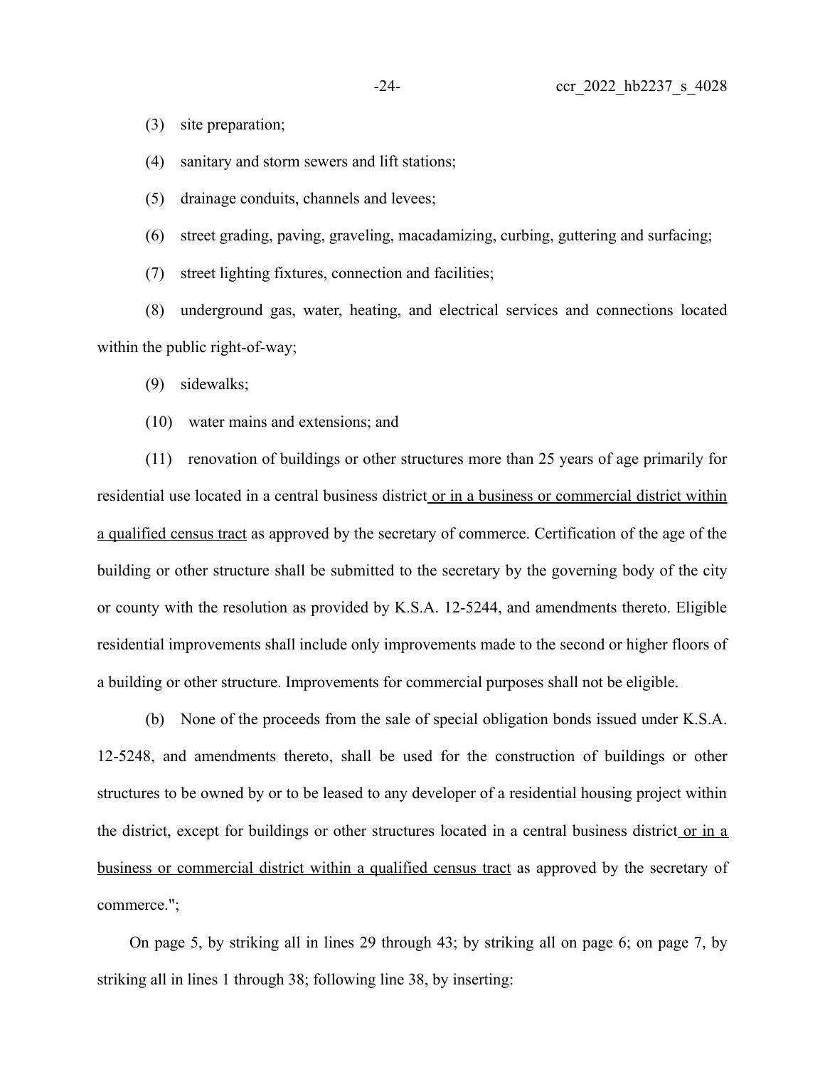(3) site preparation;

(4) sanitary and storm sewers and lift stations;

(5) drainage conduits, channels and levees;

(6) street grading, paving, graveling, macadamizing, curbing, guttering and surfacing;

(7) street lighting fixtures, connection and facilities;

(8) underground gas, water, heating, and electrical services and connections located within the public right-of-way;

(9) sidewalks;

(10) water mains and extensions; and

(11) renovation of buildings or other structures more than 25 years of age primarily for residential use located in a central business district <u>or in a business or commercial district within a qualified census tract</u> as approved by the secretary of commerce. Certification of the age of the building or other structure shall be submitted to the secretary by the governing body of the city or county with the resolution as provided by K.S.A. 12-5244, and amendments thereto. Eligible residential improvements shall include only improvements made to the second or higher floors of a building or other structure. Improvements for commercial purposes shall not be eligible.

(b) None of the proceeds from the sale of special obligation bonds issued under K.S.A. 12-5248, and amendments thereto, shall be used for the construction of buildings or other structures to be owned by or to be leased to any developer of a residential housing project within the district, except for buildings or other structures located in a central business district <u>or in a business or commercial district within a qualified census tract</u> as approved by the secretary of commerce.";

On page 5, by striking all in lines 29 through 43; by striking all on page 6; on page 7, by striking all in lines 1 through 38; following line 38, by inserting: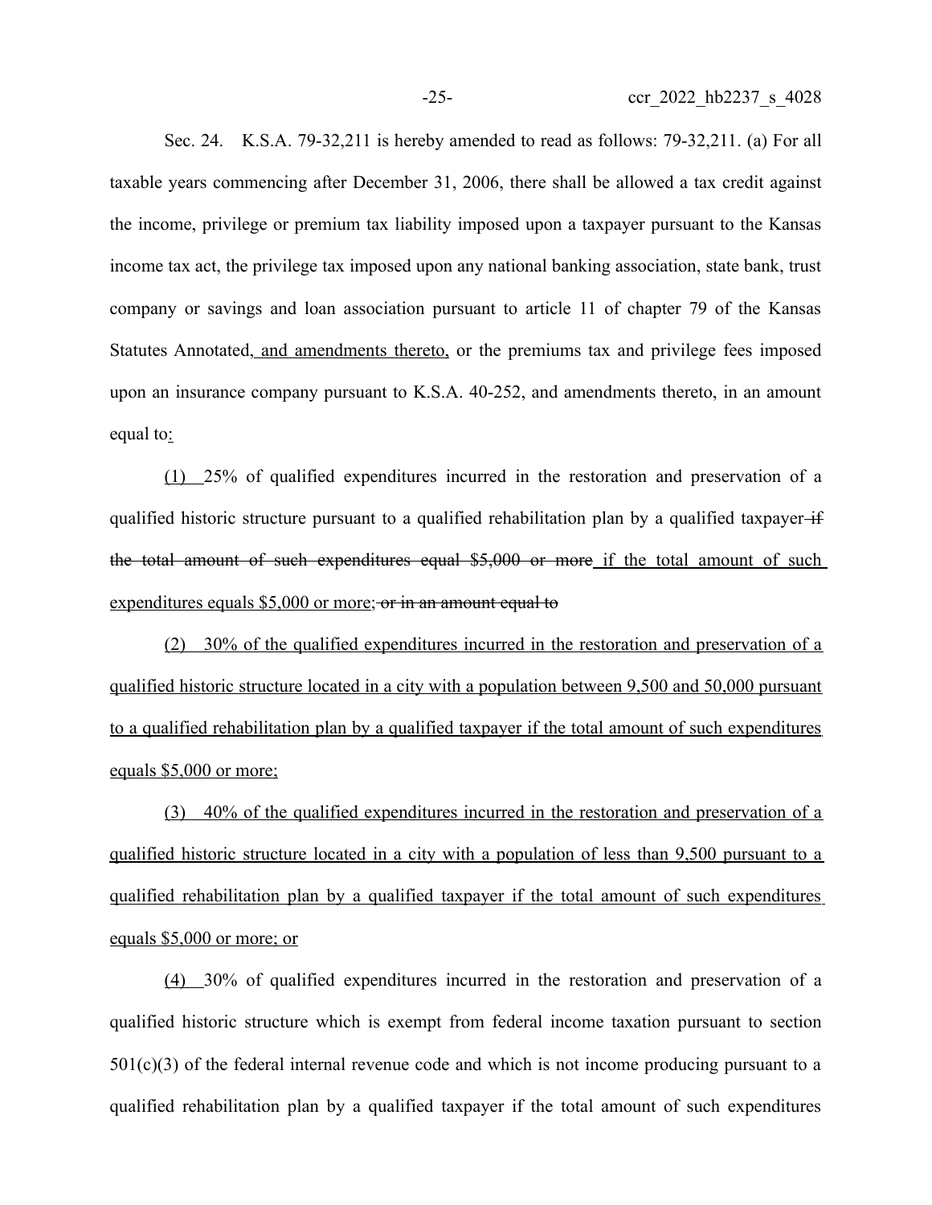Sec. 24. K.S.A. 79-32,211 is hereby amended to read as follows: 79-32,211. (a) For all taxable years commencing after December 31, 2006, there shall be allowed a tax credit against the income, privilege or premium tax liability imposed upon a taxpayer pursuant to the Kansas income tax act, the privilege tax imposed upon any national banking association, state bank, trust company or savings and loan association pursuant to article 11 of chapter 79 of the Kansas Statutes Annotated, and amendments thereto, or the premiums tax and privilege fees imposed upon an insurance company pursuant to K.S.A. 40-252, and amendments thereto, in an amount equal to:

(1) 25% of qualified expenditures incurred in the restoration and preservation of a qualified historic structure pursuant to a qualified rehabilitation plan by a qualified taxpayer ~~if the total amount of such expenditures equal \$5,000 or more~~ if the total amount of such expenditures equals \$5,000 or more; ~~or in an amount equal to~~

(2) 30% of the qualified expenditures incurred in the restoration and preservation of a qualified historic structure located in a city with a population between 9,500 and 50,000 pursuant to a qualified rehabilitation plan by a qualified taxpayer if the total amount of such expenditures equals \$5,000 or more;

(3) 40% of the qualified expenditures incurred in the restoration and preservation of a qualified historic structure located in a city with a population of less than 9,500 pursuant to a qualified rehabilitation plan by a qualified taxpayer if the total amount of such expenditures equals \$5,000 or more; or

(4) 30% of qualified expenditures incurred in the restoration and preservation of a qualified historic structure which is exempt from federal income taxation pursuant to section 501(c)(3) of the federal internal revenue code and which is not income producing pursuant to a qualified rehabilitation plan by a qualified taxpayer if the total amount of such expenditures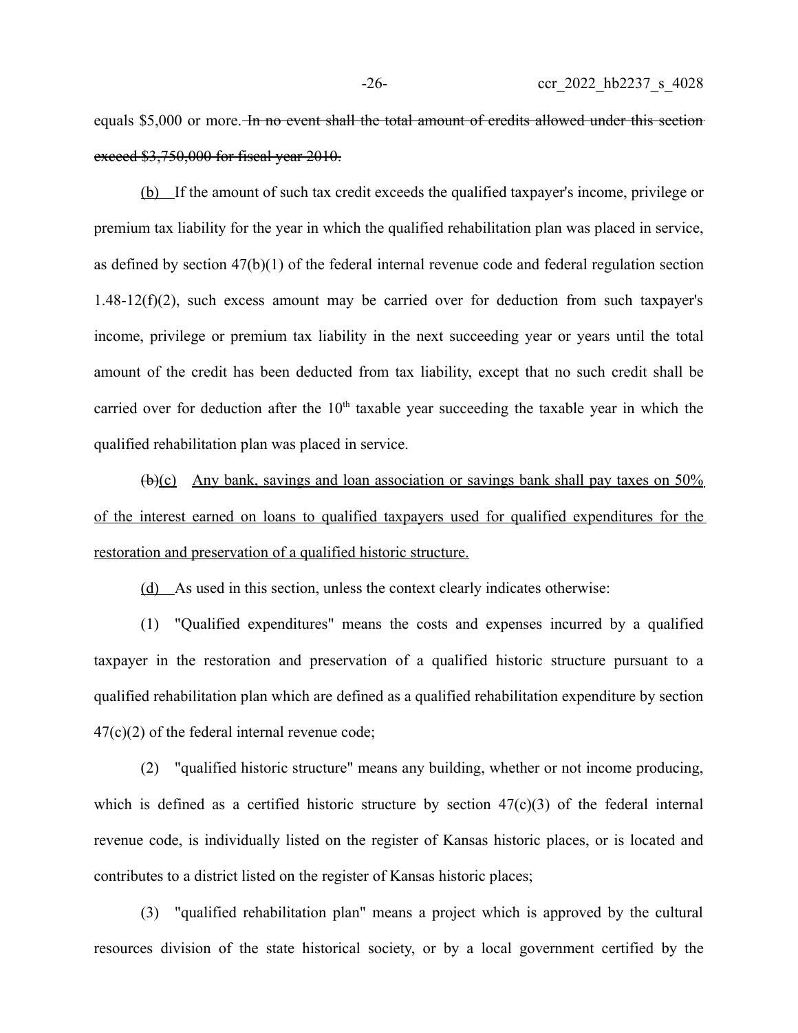equals $5,000 or more. ~~In no event shall the total amount of credits allowed under this section exceed $3,750,000 for fiscal year 2010.~~

(b) If the amount of such tax credit exceeds the qualified taxpayer's income, privilege or premium tax liability for the year in which the qualified rehabilitation plan was placed in service, as defined by section 47(b)(1) of the federal internal revenue code and federal regulation section 1.48-12(f)(2), such excess amount may be carried over for deduction from such taxpayer's income, privilege or premium tax liability in the next succeeding year or years until the total amount of the credit has been deducted from tax liability, except that no such credit shall be carried over for deduction after the 10th taxable year succeeding the taxable year in which the qualified rehabilitation plan was placed in service.

~~(b)~~(c) Any bank, savings and loan association or savings bank shall pay taxes on 50% of the interest earned on loans to qualified taxpayers used for qualified expenditures for the restoration and preservation of a qualified historic structure.

(d) As used in this section, unless the context clearly indicates otherwise:

(1) "Qualified expenditures" means the costs and expenses incurred by a qualified taxpayer in the restoration and preservation of a qualified historic structure pursuant to a qualified rehabilitation plan which are defined as a qualified rehabilitation expenditure by section 47(c)(2) of the federal internal revenue code;

(2) "qualified historic structure" means any building, whether or not income producing, which is defined as a certified historic structure by section 47(c)(3) of the federal internal revenue code, is individually listed on the register of Kansas historic places, or is located and contributes to a district listed on the register of Kansas historic places;

(3) "qualified rehabilitation plan" means a project which is approved by the cultural resources division of the state historical society, or by a local government certified by the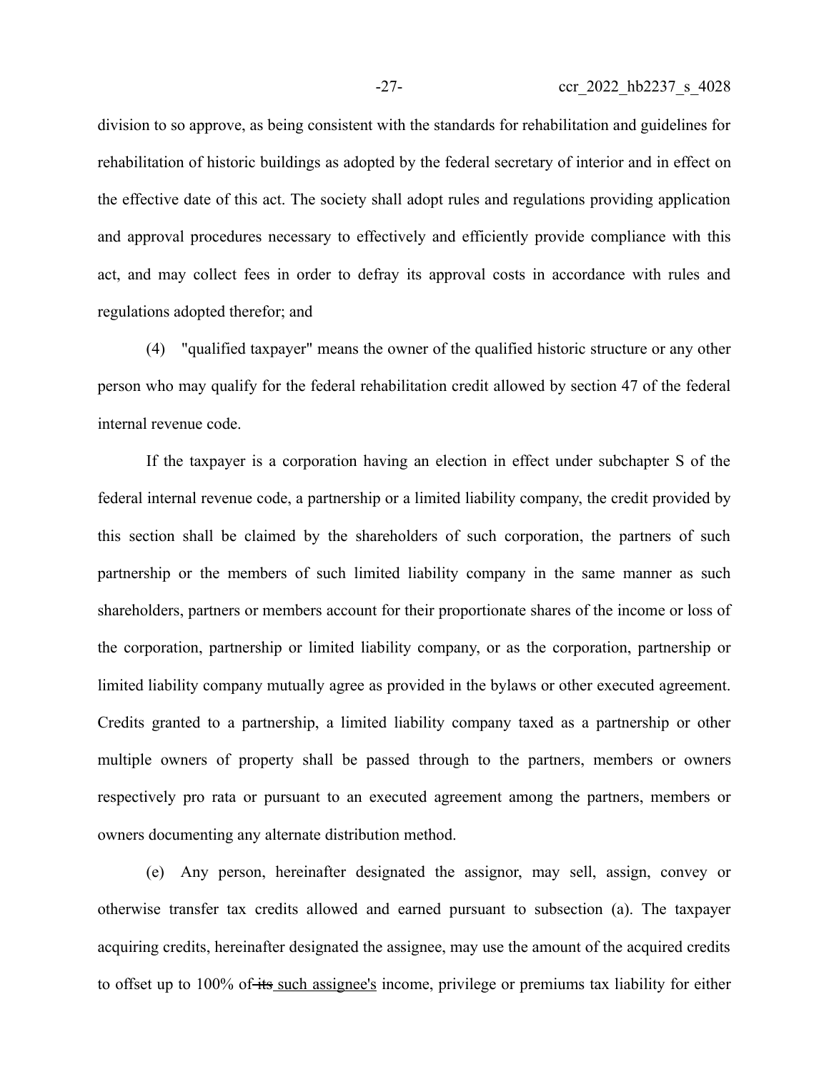division to so approve, as being consistent with the standards for rehabilitation and guidelines for rehabilitation of historic buildings as adopted by the federal secretary of interior and in effect on the effective date of this act. The society shall adopt rules and regulations providing application and approval procedures necessary to effectively and efficiently provide compliance with this act, and may collect fees in order to defray its approval costs in accordance with rules and regulations adopted therefor; and

(4) "qualified taxpayer" means the owner of the qualified historic structure or any other person who may qualify for the federal rehabilitation credit allowed by section 47 of the federal internal revenue code.

If the taxpayer is a corporation having an election in effect under subchapter S of the federal internal revenue code, a partnership or a limited liability company, the credit provided by this section shall be claimed by the shareholders of such corporation, the partners of such partnership or the members of such limited liability company in the same manner as such shareholders, partners or members account for their proportionate shares of the income or loss of the corporation, partnership or limited liability company, or as the corporation, partnership or limited liability company mutually agree as provided in the bylaws or other executed agreement. Credits granted to a partnership, a limited liability company taxed as a partnership or other multiple owners of property shall be passed through to the partners, members or owners respectively pro rata or pursuant to an executed agreement among the partners, members or owners documenting any alternate distribution method.

(e) Any person, hereinafter designated the assignor, may sell, assign, convey or otherwise transfer tax credits allowed and earned pursuant to subsection (a). The taxpayer acquiring credits, hereinafter designated the assignee, may use the amount of the acquired credits to offset up to 100% of ~~its~~ such assignee's income, privilege or premiums tax liability for either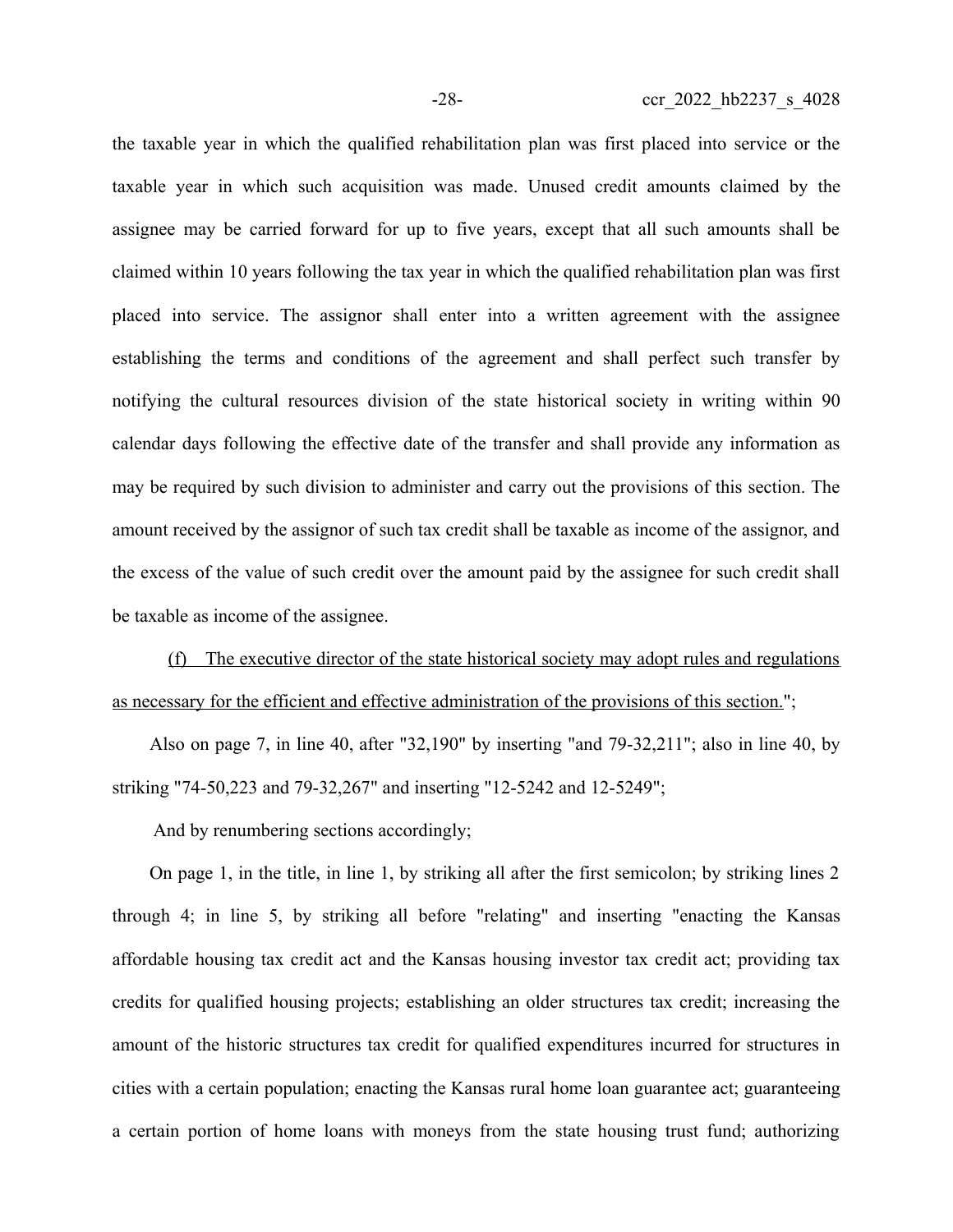the taxable year in which the qualified rehabilitation plan was first placed into service or the taxable year in which such acquisition was made. Unused credit amounts claimed by the assignee may be carried forward for up to five years, except that all such amounts shall be claimed within 10 years following the tax year in which the qualified rehabilitation plan was first placed into service. The assignor shall enter into a written agreement with the assignee establishing the terms and conditions of the agreement and shall perfect such transfer by notifying the cultural resources division of the state historical society in writing within 90 calendar days following the effective date of the transfer and shall provide any information as may be required by such division to administer and carry out the provisions of this section. The amount received by the assignor of such tax credit shall be taxable as income of the assignor, and the excess of the value of such credit over the amount paid by the assignee for such credit shall be taxable as income of the assignee.

<u>(f) The executive director of the state historical society may adopt rules and regulations as necessary for the efficient and effective administration of the provisions of this section.</u>";

Also on page 7, in line 40, after "32,190" by inserting "and 79-32,211"; also in line 40, by striking "74-50,223 and 79-32,267" and inserting "12-5242 and 12-5249";

And by renumbering sections accordingly;

On page 1, in the title, in line 1, by striking all after the first semicolon; by striking lines 2 through 4; in line 5, by striking all before "relating" and inserting "enacting the Kansas affordable housing tax credit act and the Kansas housing investor tax credit act; providing tax credits for qualified housing projects; establishing an older structures tax credit; increasing the amount of the historic structures tax credit for qualified expenditures incurred for structures in cities with a certain population; enacting the Kansas rural home loan guarantee act; guaranteeing a certain portion of home loans with moneys from the state housing trust fund; authorizing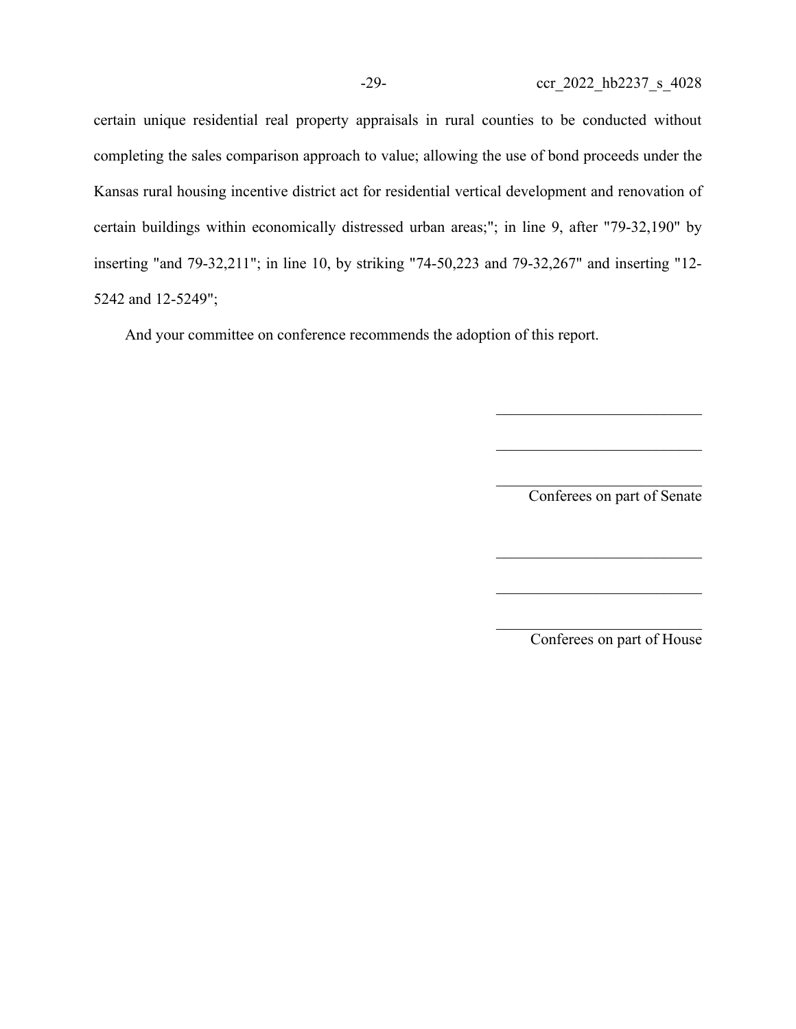certain unique residential real property appraisals in rural counties to be conducted without completing the sales comparison approach to value; allowing the use of bond proceeds under the Kansas rural housing incentive district act for residential vertical development and renovation of certain buildings within economically distressed urban areas;"; in line 9, after "79-32,190" by inserting "and 79-32,211"; in line 10, by striking "74-50,223 and 79-32,267" and inserting "12-5242 and 12-5249";

And your committee on conference recommends the adoption of this report.

\_\_\_\_\_\_\_\_\_\_\_\_\_\_\_\_\_\_\_\_\_\_\_\_\_\_\_

\_\_\_\_\_\_\_\_\_\_\_\_\_\_\_\_\_\_\_\_\_\_\_\_\_\_\_

\_\_\_\_\_\_\_\_\_\_\_\_\_\_\_\_\_\_\_\_\_\_\_\_\_\_\_

Conferees on part of Senate

\_\_\_\_\_\_\_\_\_\_\_\_\_\_\_\_\_\_\_\_\_\_\_\_\_\_\_

\_\_\_\_\_\_\_\_\_\_\_\_\_\_\_\_\_\_\_\_\_\_\_\_\_\_\_

\_\_\_\_\_\_\_\_\_\_\_\_\_\_\_\_\_\_\_\_\_\_\_\_\_\_\_

Conferees on part of House